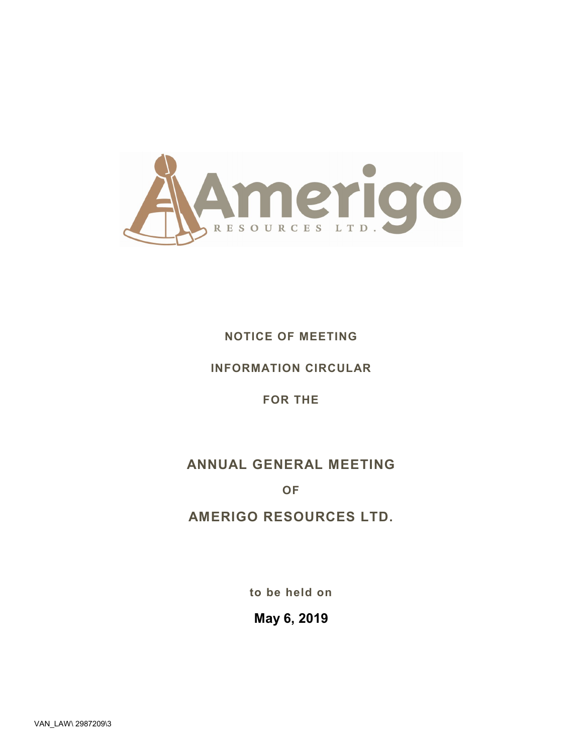NOTICE OF MEETING

INFORMATION CIRCULAR

FOR THE

# ANNUAL GENERAL MEETING

OF

# AMERIGO RESOURCES LTD.

to be held on

**May 6, 2019**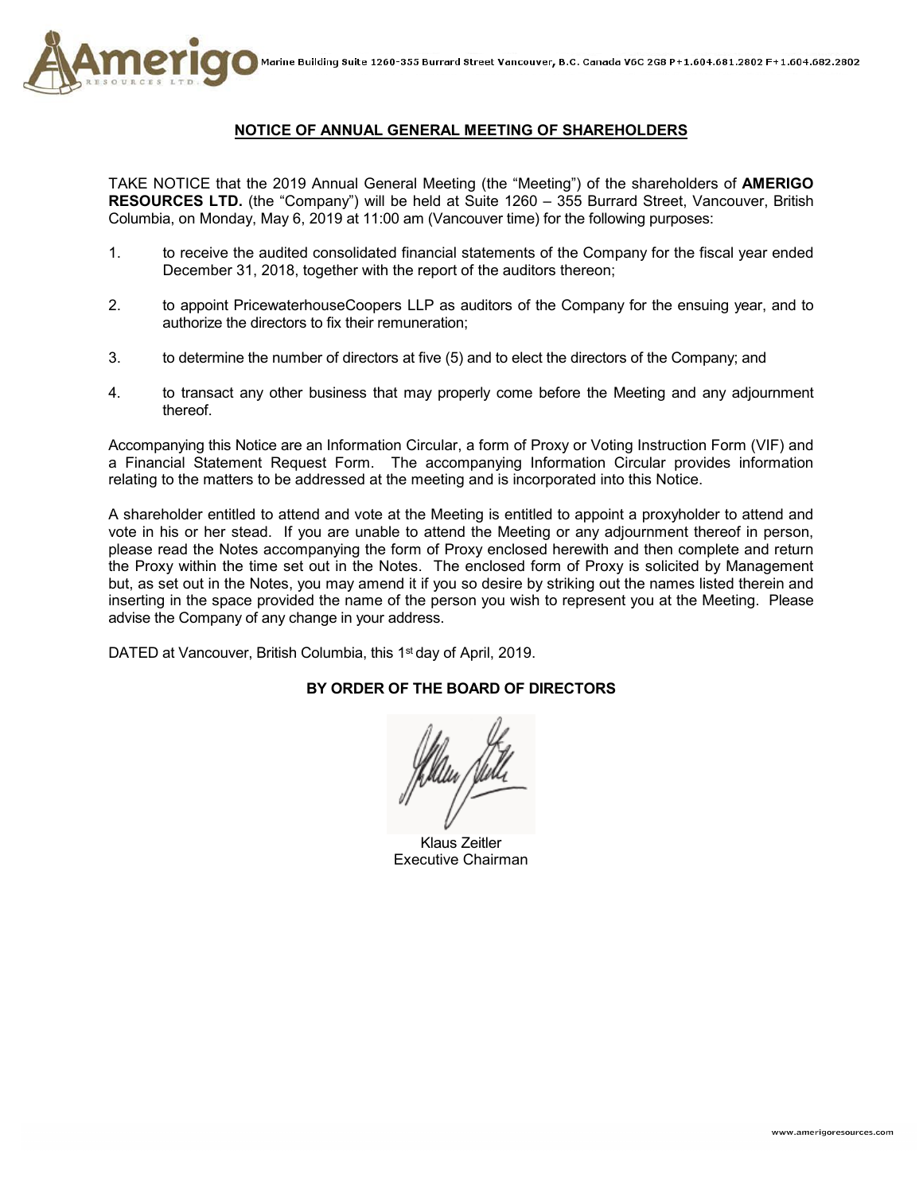## NOTICE OF ANNUAL GENERAL MEETING OF SHAREHOLDERS

TAKE NOTICE that the 2019 Annual General Meeting (the "Meeting") of the shareholders of **AMERIGO RESOURCES LTD.** (the "Company") will be held at Suite 1260 – 355 Burrard Street, Vancouver, British Columbia, on Monday, May 6, 2019 at 11:00 am (Vancouver time) for the following purposes:

1. to receive the audited consolidated financial statements of the Company for the fiscal year ended December 31, 2018, together with the report of the auditors thereon;
2. to appoint PricewaterhouseCoopers LLP as auditors of the Company for the ensuing year, and to authorize the directors to fix their remuneration;
3. to determine the number of directors at five (5) and to elect the directors of the Company; and
4. to transact any other business that may properly come before the Meeting and any adjournment thereof.

Accompanying this Notice are an Information Circular, a form of Proxy or Voting Instruction Form (VIF) and a Financial Statement Request Form. The accompanying Information Circular provides information relating to the matters to be addressed at the meeting and is incorporated into this Notice.

A shareholder entitled to attend and vote at the Meeting is entitled to appoint a proxyholder to attend and vote in his or her stead. If you are unable to attend the Meeting or any adjournment thereof in person, please read the Notes accompanying the form of Proxy enclosed herewith and then complete and return the Proxy within the time set out in the Notes. The enclosed form of Proxy is solicited by Management but, as set out in the Notes, you may amend it if you so desire by striking out the names listed therein and inserting in the space provided the name of the person you wish to represent you at the Meeting. Please advise the Company of any change in your address.

DATED at Vancouver, British Columbia, this 1st day of April, 2019.

**BY ORDER OF THE BOARD OF DIRECTORS**

Klaus Zeitler
Executive Chairman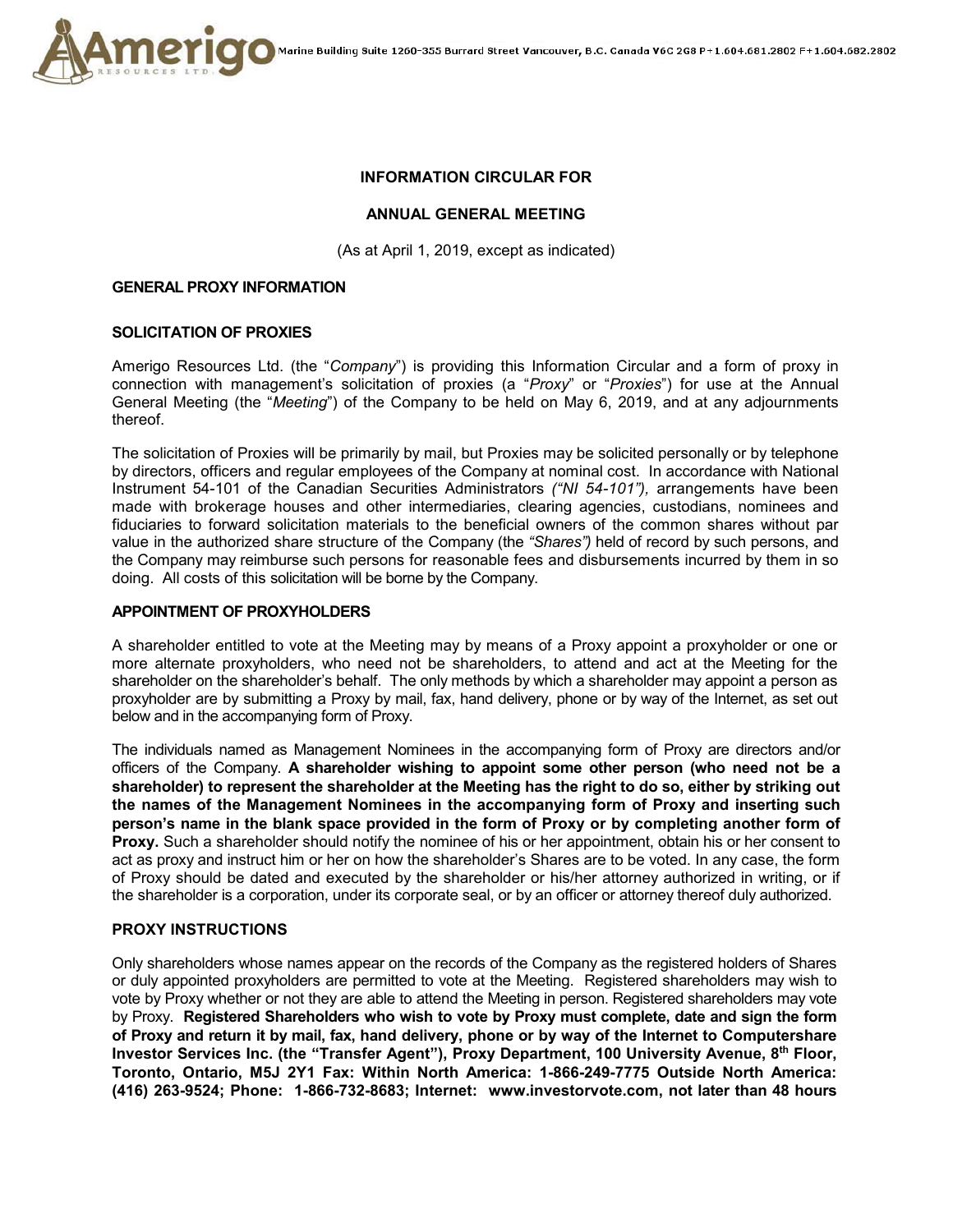**INFORMATION CIRCULAR FOR**

**ANNUAL GENERAL MEETING**

(As at April 1, 2019, except as indicated)

## GENERAL PROXY INFORMATION

## SOLICITATION OF PROXIES

Amerigo Resources Ltd. (the "*Company*") is providing this Information Circular and a form of proxy in connection with management's solicitation of proxies (a "*Proxy*" or "*Proxies*") for use at the Annual General Meeting (the "*Meeting*") of the Company to be held on May 6, 2019, and at any adjournments thereof.

The solicitation of Proxies will be primarily by mail, but Proxies may be solicited personally or by telephone by directors, officers and regular employees of the Company at nominal cost. In accordance with National Instrument 54-101 of the Canadian Securities Administrators *("NI 54-101"),* arrangements have been made with brokerage houses and other intermediaries, clearing agencies, custodians, nominees and fiduciaries to forward solicitation materials to the beneficial owners of the common shares without par value in the authorized share structure of the Company (the *"Shares")* held of record by such persons, and the Company may reimburse such persons for reasonable fees and disbursements incurred by them in so doing. All costs of this solicitation will be borne by the Company.

## APPOINTMENT OF PROXYHOLDERS

A shareholder entitled to vote at the Meeting may by means of a Proxy appoint a proxyholder or one or more alternate proxyholders, who need not be shareholders, to attend and act at the Meeting for the shareholder on the shareholder's behalf. The only methods by which a shareholder may appoint a person as proxyholder are by submitting a Proxy by mail, fax, hand delivery, phone or by way of the Internet, as set out below and in the accompanying form of Proxy.

The individuals named as Management Nominees in the accompanying form of Proxy are directors and/or officers of the Company. **A shareholder wishing to appoint some other person (who need not be a shareholder) to represent the shareholder at the Meeting has the right to do so, either by striking out the names of the Management Nominees in the accompanying form of Proxy and inserting such person's name in the blank space provided in the form of Proxy or by completing another form of Proxy.** Such a shareholder should notify the nominee of his or her appointment, obtain his or her consent to act as proxy and instruct him or her on how the shareholder's Shares are to be voted. In any case, the form of Proxy should be dated and executed by the shareholder or his/her attorney authorized in writing, or if the shareholder is a corporation, under its corporate seal, or by an officer or attorney thereof duly authorized.

## PROXY INSTRUCTIONS

Only shareholders whose names appear on the records of the Company as the registered holders of Shares or duly appointed proxyholders are permitted to vote at the Meeting. Registered shareholders may wish to vote by Proxy whether or not they are able to attend the Meeting in person. Registered shareholders may vote by Proxy. **Registered Shareholders who wish to vote by Proxy must complete, date and sign the form of Proxy and return it by mail, fax, hand delivery, phone or by way of the Internet to Computershare Investor Services Inc. (the "Transfer Agent"), Proxy Department, 100 University Avenue, 8th Floor, Toronto, Ontario, M5J 2Y1 Fax: Within North America: 1-866-249-7775 Outside North America: (416) 263-9524; Phone: 1-866-732-8683; Internet: www.investorvote.com, not later than 48 hours**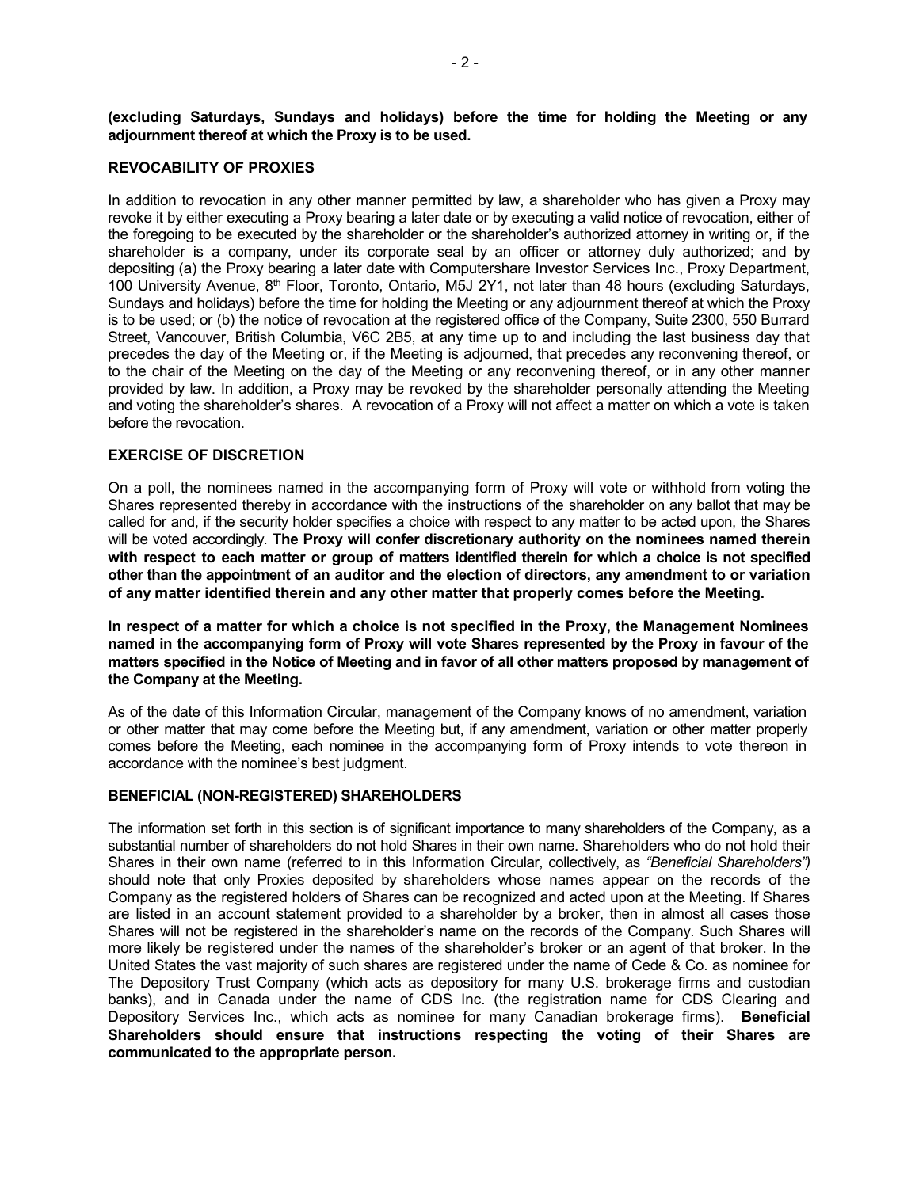**(excluding Saturdays, Sundays and holidays) before the time for holding the Meeting or any adjournment thereof at which the Proxy is to be used.**

### REVOCABILITY OF PROXIES

In addition to revocation in any other manner permitted by law, a shareholder who has given a Proxy may revoke it by either executing a Proxy bearing a later date or by executing a valid notice of revocation, either of the foregoing to be executed by the shareholder or the shareholder's authorized attorney in writing or, if the shareholder is a company, under its corporate seal by an officer or attorney duly authorized; and by depositing (a) the Proxy bearing a later date with Computershare Investor Services Inc., Proxy Department, 100 University Avenue, 8th Floor, Toronto, Ontario, M5J 2Y1, not later than 48 hours (excluding Saturdays, Sundays and holidays) before the time for holding the Meeting or any adjournment thereof at which the Proxy is to be used; or (b) the notice of revocation at the registered office of the Company, Suite 2300, 550 Burrard Street, Vancouver, British Columbia, V6C 2B5, at any time up to and including the last business day that precedes the day of the Meeting or, if the Meeting is adjourned, that precedes any reconvening thereof, or to the chair of the Meeting on the day of the Meeting or any reconvening thereof, or in any other manner provided by law. In addition, a Proxy may be revoked by the shareholder personally attending the Meeting and voting the shareholder's shares. A revocation of a Proxy will not affect a matter on which a vote is taken before the revocation.

### EXERCISE OF DISCRETION

On a poll, the nominees named in the accompanying form of Proxy will vote or withhold from voting the Shares represented thereby in accordance with the instructions of the shareholder on any ballot that may be called for and, if the security holder specifies a choice with respect to any matter to be acted upon, the Shares will be voted accordingly. **The Proxy will confer discretionary authority on the nominees named therein with respect to each matter or group of matters identified therein for which a choice is not specified other than the appointment of an auditor and the election of directors, any amendment to or variation of any matter identified therein and any other matter that properly comes before the Meeting.**

**In respect of a matter for which a choice is not specified in the Proxy, the Management Nominees named in the accompanying form of Proxy will vote Shares represented by the Proxy in favour of the matters specified in the Notice of Meeting and in favor of all other matters proposed by management of the Company at the Meeting.**

As of the date of this Information Circular, management of the Company knows of no amendment, variation or other matter that may come before the Meeting but, if any amendment, variation or other matter properly comes before the Meeting, each nominee in the accompanying form of Proxy intends to vote thereon in accordance with the nominee's best judgment.

### BENEFICIAL (NON-REGISTERED) SHAREHOLDERS

The information set forth in this section is of significant importance to many shareholders of the Company, as a substantial number of shareholders do not hold Shares in their own name. Shareholders who do not hold their Shares in their own name (referred to in this Information Circular, collectively, as *"Beneficial Shareholders")* should note that only Proxies deposited by shareholders whose names appear on the records of the Company as the registered holders of Shares can be recognized and acted upon at the Meeting. If Shares are listed in an account statement provided to a shareholder by a broker, then in almost all cases those Shares will not be registered in the shareholder's name on the records of the Company. Such Shares will more likely be registered under the names of the shareholder's broker or an agent of that broker. In the United States the vast majority of such shares are registered under the name of Cede & Co. as nominee for The Depository Trust Company (which acts as depository for many U.S. brokerage firms and custodian banks), and in Canada under the name of CDS Inc. (the registration name for CDS Clearing and Depository Services Inc., which acts as nominee for many Canadian brokerage firms). **Beneficial Shareholders should ensure that instructions respecting the voting of their Shares are communicated to the appropriate person.**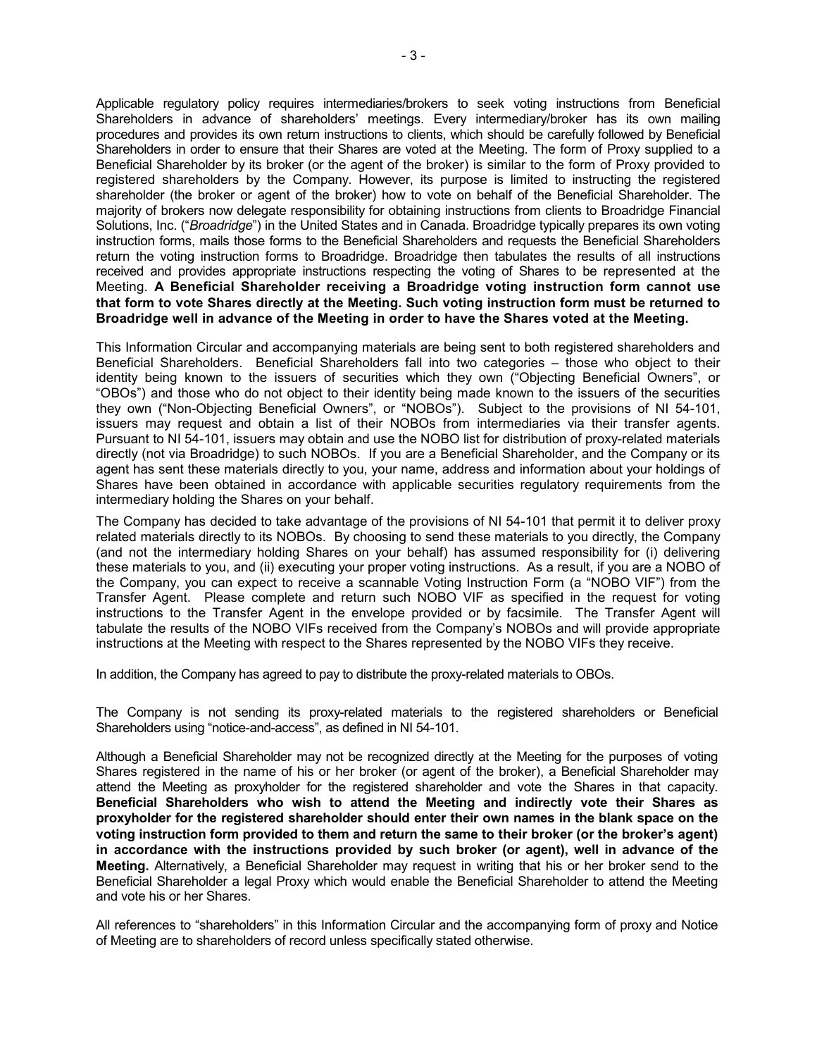Applicable regulatory policy requires intermediaries/brokers to seek voting instructions from Beneficial Shareholders in advance of shareholders' meetings. Every intermediary/broker has its own mailing procedures and provides its own return instructions to clients, which should be carefully followed by Beneficial Shareholders in order to ensure that their Shares are voted at the Meeting. The form of Proxy supplied to a Beneficial Shareholder by its broker (or the agent of the broker) is similar to the form of Proxy provided to registered shareholders by the Company. However, its purpose is limited to instructing the registered shareholder (the broker or agent of the broker) how to vote on behalf of the Beneficial Shareholder. The majority of brokers now delegate responsibility for obtaining instructions from clients to Broadridge Financial Solutions, Inc. ("*Broadridge*") in the United States and in Canada. Broadridge typically prepares its own voting instruction forms, mails those forms to the Beneficial Shareholders and requests the Beneficial Shareholders return the voting instruction forms to Broadridge. Broadridge then tabulates the results of all instructions received and provides appropriate instructions respecting the voting of Shares to be represented at the Meeting. **A Beneficial Shareholder receiving a Broadridge voting instruction form cannot use that form to vote Shares directly at the Meeting. Such voting instruction form must be returned to Broadridge well in advance of the Meeting in order to have the Shares voted at the Meeting.**

This Information Circular and accompanying materials are being sent to both registered shareholders and Beneficial Shareholders. Beneficial Shareholders fall into two categories – those who object to their identity being known to the issuers of securities which they own ("Objecting Beneficial Owners", or "OBOs") and those who do not object to their identity being made known to the issuers of the securities they own ("Non-Objecting Beneficial Owners", or "NOBOs"). Subject to the provisions of NI 54-101, issuers may request and obtain a list of their NOBOs from intermediaries via their transfer agents. Pursuant to NI 54-101, issuers may obtain and use the NOBO list for distribution of proxy-related materials directly (not via Broadridge) to such NOBOs. If you are a Beneficial Shareholder, and the Company or its agent has sent these materials directly to you, your name, address and information about your holdings of Shares have been obtained in accordance with applicable securities regulatory requirements from the intermediary holding the Shares on your behalf.

The Company has decided to take advantage of the provisions of NI 54-101 that permit it to deliver proxy related materials directly to its NOBOs. By choosing to send these materials to you directly, the Company (and not the intermediary holding Shares on your behalf) has assumed responsibility for (i) delivering these materials to you, and (ii) executing your proper voting instructions. As a result, if you are a NOBO of the Company, you can expect to receive a scannable Voting Instruction Form (a "NOBO VIF") from the Transfer Agent. Please complete and return such NOBO VIF as specified in the request for voting instructions to the Transfer Agent in the envelope provided or by facsimile. The Transfer Agent will tabulate the results of the NOBO VIFs received from the Company's NOBOs and will provide appropriate instructions at the Meeting with respect to the Shares represented by the NOBO VIFs they receive.

In addition, the Company has agreed to pay to distribute the proxy-related materials to OBOs.

The Company is not sending its proxy-related materials to the registered shareholders or Beneficial Shareholders using "notice-and-access", as defined in NI 54-101.

Although a Beneficial Shareholder may not be recognized directly at the Meeting for the purposes of voting Shares registered in the name of his or her broker (or agent of the broker), a Beneficial Shareholder may attend the Meeting as proxyholder for the registered shareholder and vote the Shares in that capacity. **Beneficial Shareholders who wish to attend the Meeting and indirectly vote their Shares as proxyholder for the registered shareholder should enter their own names in the blank space on the voting instruction form provided to them and return the same to their broker (or the broker's agent) in accordance with the instructions provided by such broker (or agent), well in advance of the Meeting.** Alternatively, a Beneficial Shareholder may request in writing that his or her broker send to the Beneficial Shareholder a legal Proxy which would enable the Beneficial Shareholder to attend the Meeting and vote his or her Shares.

All references to "shareholders" in this Information Circular and the accompanying form of proxy and Notice of Meeting are to shareholders of record unless specifically stated otherwise.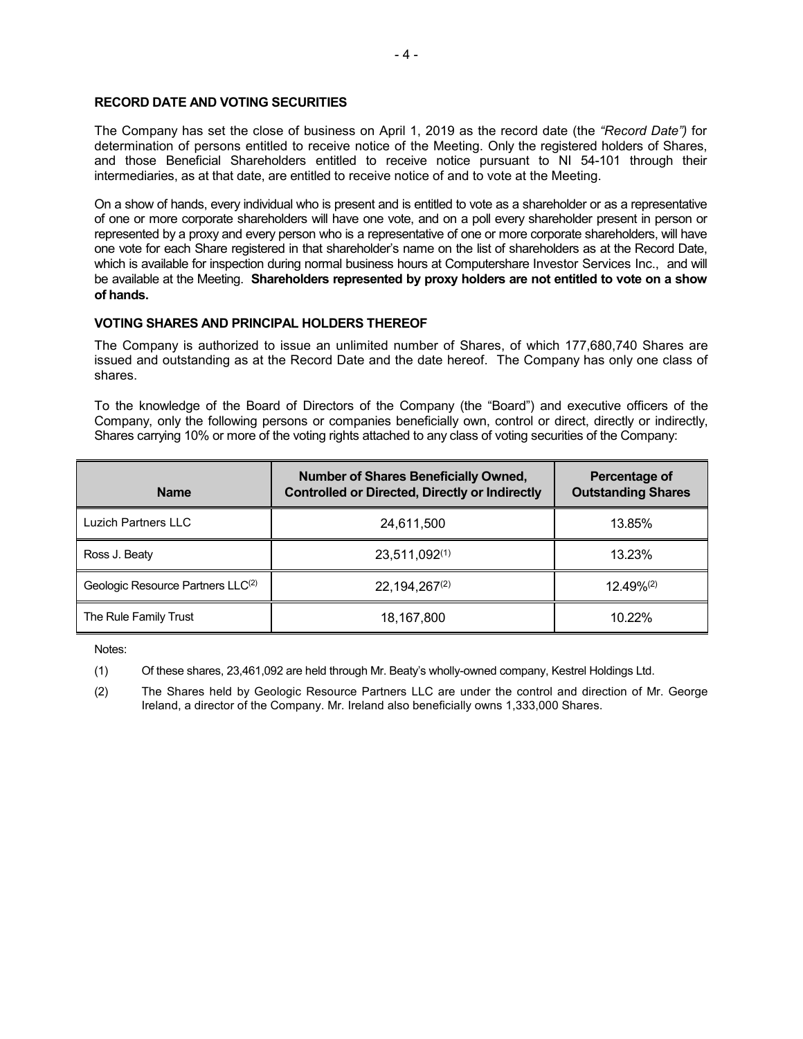## RECORD DATE AND VOTING SECURITIES

The Company has set the close of business on April 1, 2019 as the record date (the *"Record Date")* for determination of persons entitled to receive notice of the Meeting. Only the registered holders of Shares, and those Beneficial Shareholders entitled to receive notice pursuant to NI 54-101 through their intermediaries, as at that date, are entitled to receive notice of and to vote at the Meeting.

On a show of hands, every individual who is present and is entitled to vote as a shareholder or as a representative of one or more corporate shareholders will have one vote, and on a poll every shareholder present in person or represented by a proxy and every person who is a representative of one or more corporate shareholders, will have one vote for each Share registered in that shareholder's name on the list of shareholders as at the Record Date, which is available for inspection during normal business hours at Computershare Investor Services Inc., and will be available at the Meeting. **Shareholders represented by proxy holders are not entitled to vote on a show of hands.**

## VOTING SHARES AND PRINCIPAL HOLDERS THEREOF

The Company is authorized to issue an unlimited number of Shares, of which 177,680,740 Shares are issued and outstanding as at the Record Date and the date hereof. The Company has only one class of shares.

To the knowledge of the Board of Directors of the Company (the "Board") and executive officers of the Company, only the following persons or companies beneficially own, control or direct, directly or indirectly, Shares carrying 10% or more of the voting rights attached to any class of voting securities of the Company:

| Name | Number of Shares Beneficially Owned, Controlled or Directed, Directly or Indirectly | Percentage of Outstanding Shares |
|---|---|---|
| Luzich Partners LLC | 24,611,500 | 13.85% |
| Ross J. Beaty | 23,511,092(1) | 13.23% |
| Geologic Resource Partners LLC(2) | 22,194,267(2) | 12.49%(2) |
| The Rule Family Trust | 18,167,800 | 10.22% |

Notes:

(1) Of these shares, 23,461,092 are held through Mr. Beaty's wholly-owned company, Kestrel Holdings Ltd.

(2) The Shares held by Geologic Resource Partners LLC are under the control and direction of Mr. George Ireland, a director of the Company. Mr. Ireland also beneficially owns 1,333,000 Shares.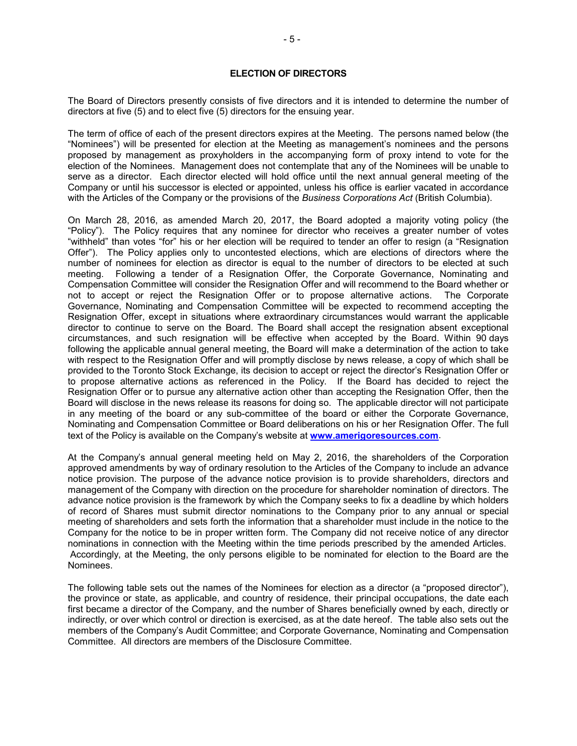## ELECTION OF DIRECTORS

The Board of Directors presently consists of five directors and it is intended to determine the number of directors at five (5) and to elect five (5) directors for the ensuing year.

The term of office of each of the present directors expires at the Meeting. The persons named below (the "Nominees") will be presented for election at the Meeting as management's nominees and the persons proposed by management as proxyholders in the accompanying form of proxy intend to vote for the election of the Nominees. Management does not contemplate that any of the Nominees will be unable to serve as a director. Each director elected will hold office until the next annual general meeting of the Company or until his successor is elected or appointed, unless his office is earlier vacated in accordance with the Articles of the Company or the provisions of the *Business Corporations Act* (British Columbia).

On March 28, 2016, as amended March 20, 2017, the Board adopted a majority voting policy (the "Policy"). The Policy requires that any nominee for director who receives a greater number of votes "withheld" than votes "for" his or her election will be required to tender an offer to resign (a "Resignation Offer"). The Policy applies only to uncontested elections, which are elections of directors where the number of nominees for election as director is equal to the number of directors to be elected at such meeting. Following a tender of a Resignation Offer, the Corporate Governance, Nominating and Compensation Committee will consider the Resignation Offer and will recommend to the Board whether or not to accept or reject the Resignation Offer or to propose alternative actions. The Corporate Governance, Nominating and Compensation Committee will be expected to recommend accepting the Resignation Offer, except in situations where extraordinary circumstances would warrant the applicable director to continue to serve on the Board. The Board shall accept the resignation absent exceptional circumstances, and such resignation will be effective when accepted by the Board. Within 90 days following the applicable annual general meeting, the Board will make a determination of the action to take with respect to the Resignation Offer and will promptly disclose by news release, a copy of which shall be provided to the Toronto Stock Exchange, its decision to accept or reject the director's Resignation Offer or to propose alternative actions as referenced in the Policy. If the Board has decided to reject the Resignation Offer or to pursue any alternative action other than accepting the Resignation Offer, then the Board will disclose in the news release its reasons for doing so. The applicable director will not participate in any meeting of the board or any sub-committee of the board or either the Corporate Governance, Nominating and Compensation Committee or Board deliberations on his or her Resignation Offer. The full text of the Policy is available on the Company's website at **www.amerigoresources.com**.

At the Company's annual general meeting held on May 2, 2016, the shareholders of the Corporation approved amendments by way of ordinary resolution to the Articles of the Company to include an advance notice provision. The purpose of the advance notice provision is to provide shareholders, directors and management of the Company with direction on the procedure for shareholder nomination of directors. The advance notice provision is the framework by which the Company seeks to fix a deadline by which holders of record of Shares must submit director nominations to the Company prior to any annual or special meeting of shareholders and sets forth the information that a shareholder must include in the notice to the Company for the notice to be in proper written form. The Company did not receive notice of any director nominations in connection with the Meeting within the time periods prescribed by the amended Articles. Accordingly, at the Meeting, the only persons eligible to be nominated for election to the Board are the Nominees.

The following table sets out the names of the Nominees for election as a director (a "proposed director"), the province or state, as applicable, and country of residence, their principal occupations, the date each first became a director of the Company, and the number of Shares beneficially owned by each, directly or indirectly, or over which control or direction is exercised, as at the date hereof. The table also sets out the members of the Company's Audit Committee; and Corporate Governance, Nominating and Compensation Committee. All directors are members of the Disclosure Committee.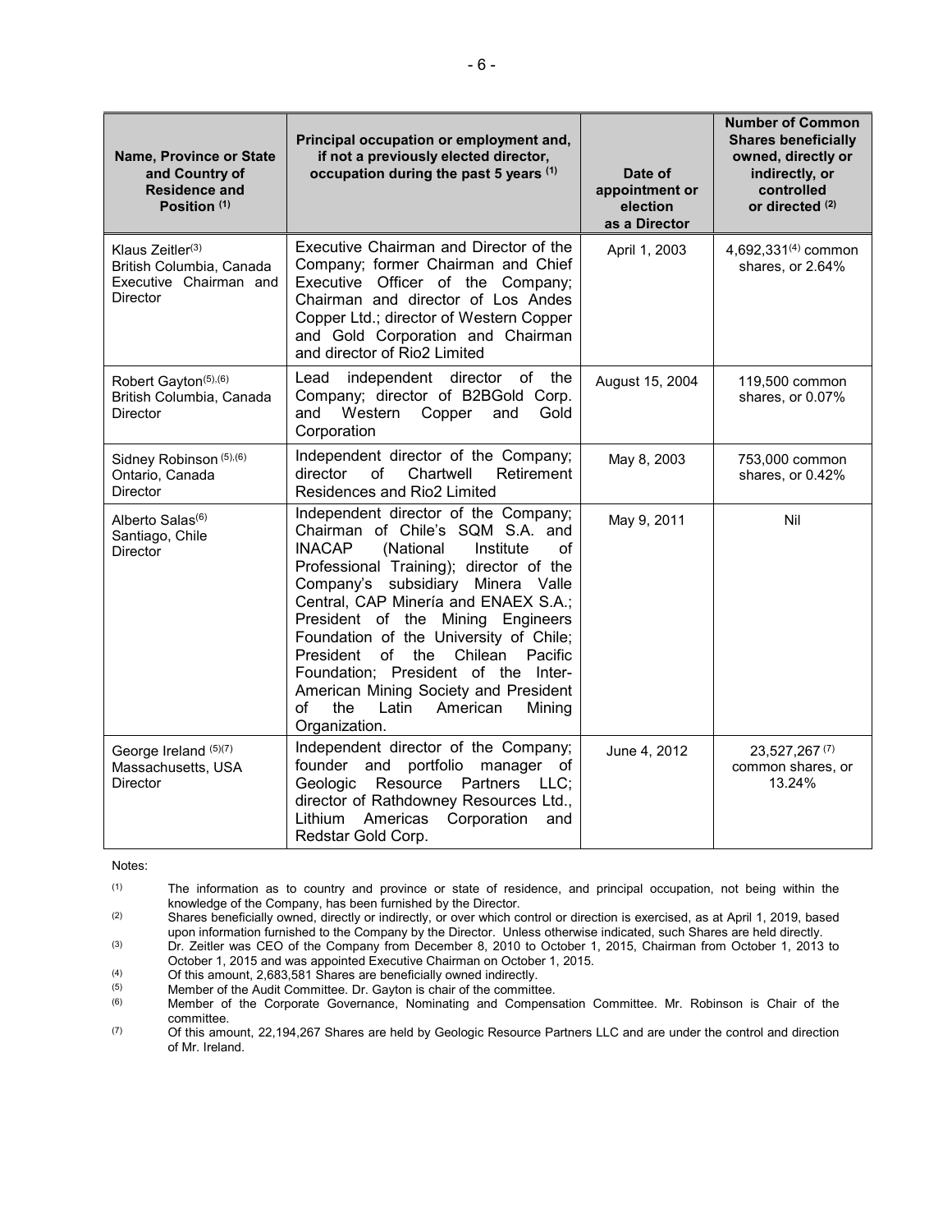| Name, Province or State and Country of Residence and Position [(1)] | Principal occupation or employment and, if not a previously elected director, occupation during the past 5 years [(1)] | Date of appointment or election as a Director | Number of Common Shares beneficially owned, directly or indirectly, or controlled or directed [(2)] |
|---|---|---|---|
| Klaus Zeitler[(3)]<br>British Columbia, Canada<br>Executive Chairman and Director | Executive Chairman and Director of the Company; former Chairman and Chief Executive Officer of the Company; Chairman and director of Los Andes Copper Ltd.; director of Western Copper and Gold Corporation and Chairman and director of Rio2 Limited | April 1, 2003 | 4,692,331[(4)] common shares, or 2.64% |
| Robert Gayton[(5),(6)]<br>British Columbia, Canada<br>Director | Lead independent director of the Company; director of B2BGold Corp. and Western Copper and Gold Corporation | August 15, 2004 | 119,500 common shares, or 0.07% |
| Sidney Robinson [(5),(6)]<br>Ontario, Canada<br>Director | Independent director of the Company; director of Chartwell Retirement Residences and Rio2 Limited | May 8, 2003 | 753,000 common shares, or 0.42% |
| Alberto Salas[(6)]<br>Santiago, Chile<br>Director | Independent director of the Company; Chairman of Chile's SQM S.A. and INACAP (National Institute of Professional Training); director of the Company's subsidiary Minera Valle Central, CAP Minería and ENAEX S.A.; President of the Mining Engineers Foundation of the University of Chile; President of the Chilean Pacific Foundation; President of the Inter-American Mining Society and President of the Latin American Mining Organization. | May 9, 2011 | Nil |
| George Ireland [(5)(7)]<br>Massachusetts, USA<br>Director | Independent director of the Company; founder and portfolio manager of Geologic Resource Partners LLC; director of Rathdowney Resources Ltd., Lithium Americas Corporation and Redstar Gold Corp. | June 4, 2012 | 23,527,267 [(7)] common shares, or 13.24% |

Notes:

(1) The information as to country and province or state of residence, and principal occupation, not being within the knowledge of the Company, has been furnished by the Director.

(2) Shares beneficially owned, directly or indirectly, or over which control or direction is exercised, as at April 1, 2019, based upon information furnished to the Company by the Director. Unless otherwise indicated, such Shares are held directly.

(3) Dr. Zeitler was CEO of the Company from December 8, 2010 to October 1, 2015, Chairman from October 1, 2013 to October 1, 2015 and was appointed Executive Chairman on October 1, 2015.

(4) Of this amount, 2,683,581 Shares are beneficially owned indirectly.

(5) Member of the Audit Committee. Dr. Gayton is chair of the committee.

(6) Member of the Corporate Governance, Nominating and Compensation Committee. Mr. Robinson is Chair of the committee.

(7) Of this amount, 22,194,267 Shares are held by Geologic Resource Partners LLC and are under the control and direction of Mr. Ireland.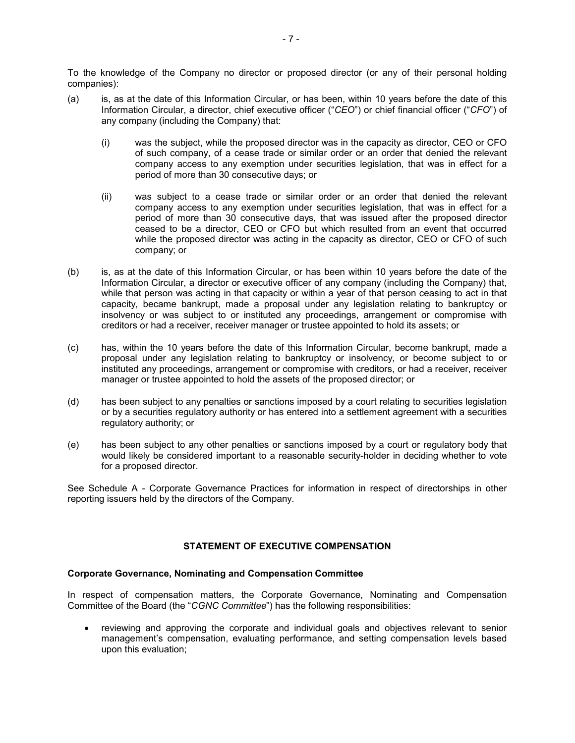To the knowledge of the Company no director or proposed director (or any of their personal holding companies):

(a) is, as at the date of this Information Circular, or has been, within 10 years before the date of this Information Circular, a director, chief executive officer ("*CEO*") or chief financial officer ("*CFO*") of any company (including the Company) that:

  (i) was the subject, while the proposed director was in the capacity as director, CEO or CFO of such company, of a cease trade or similar order or an order that denied the relevant company access to any exemption under securities legislation, that was in effect for a period of more than 30 consecutive days; or

  (ii) was subject to a cease trade or similar order or an order that denied the relevant company access to any exemption under securities legislation, that was in effect for a period of more than 30 consecutive days, that was issued after the proposed director ceased to be a director, CEO or CFO but which resulted from an event that occurred while the proposed director was acting in the capacity as director, CEO or CFO of such company; or

(b) is, as at the date of this Information Circular, or has been within 10 years before the date of the Information Circular, a director or executive officer of any company (including the Company) that, while that person was acting in that capacity or within a year of that person ceasing to act in that capacity, became bankrupt, made a proposal under any legislation relating to bankruptcy or insolvency or was subject to or instituted any proceedings, arrangement or compromise with creditors or had a receiver, receiver manager or trustee appointed to hold its assets; or

(c) has, within the 10 years before the date of this Information Circular, become bankrupt, made a proposal under any legislation relating to bankruptcy or insolvency, or become subject to or instituted any proceedings, arrangement or compromise with creditors, or had a receiver, receiver manager or trustee appointed to hold the assets of the proposed director; or

(d) has been subject to any penalties or sanctions imposed by a court relating to securities legislation or by a securities regulatory authority or has entered into a settlement agreement with a securities regulatory authority; or

(e) has been subject to any other penalties or sanctions imposed by a court or regulatory body that would likely be considered important to a reasonable security-holder in deciding whether to vote for a proposed director.

See Schedule A - Corporate Governance Practices for information in respect of directorships in other reporting issuers held by the directors of the Company.

## STATEMENT OF EXECUTIVE COMPENSATION

### Corporate Governance, Nominating and Compensation Committee

In respect of compensation matters, the Corporate Governance, Nominating and Compensation Committee of the Board (the "*CGNC Committee*") has the following responsibilities:

- reviewing and approving the corporate and individual goals and objectives relevant to senior management's compensation, evaluating performance, and setting compensation levels based upon this evaluation;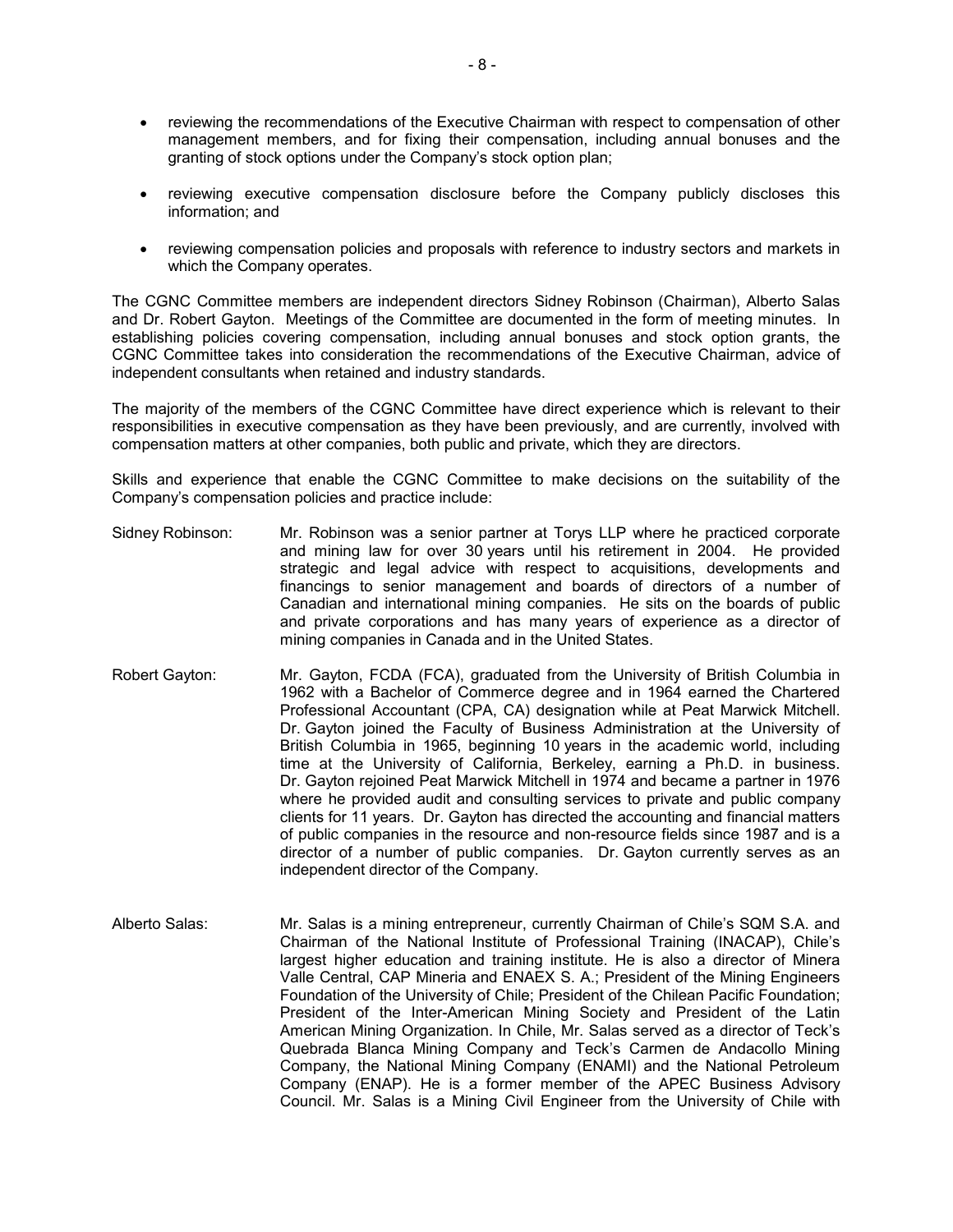- reviewing the recommendations of the Executive Chairman with respect to compensation of other management members, and for fixing their compensation, including annual bonuses and the granting of stock options under the Company's stock option plan;

- reviewing executive compensation disclosure before the Company publicly discloses this information; and

- reviewing compensation policies and proposals with reference to industry sectors and markets in which the Company operates.

The CGNC Committee members are independent directors Sidney Robinson (Chairman), Alberto Salas and Dr. Robert Gayton. Meetings of the Committee are documented in the form of meeting minutes. In establishing policies covering compensation, including annual bonuses and stock option grants, the CGNC Committee takes into consideration the recommendations of the Executive Chairman, advice of independent consultants when retained and industry standards.

The majority of the members of the CGNC Committee have direct experience which is relevant to their responsibilities in executive compensation as they have been previously, and are currently, involved with compensation matters at other companies, both public and private, which they are directors.

Skills and experience that enable the CGNC Committee to make decisions on the suitability of the Company's compensation policies and practice include:

Sidney Robinson: Mr. Robinson was a senior partner at Torys LLP where he practiced corporate and mining law for over 30 years until his retirement in 2004. He provided strategic and legal advice with respect to acquisitions, developments and financings to senior management and boards of directors of a number of Canadian and international mining companies. He sits on the boards of public and private corporations and has many years of experience as a director of mining companies in Canada and in the United States.

Robert Gayton: Mr. Gayton, FCDA (FCA), graduated from the University of British Columbia in 1962 with a Bachelor of Commerce degree and in 1964 earned the Chartered Professional Accountant (CPA, CA) designation while at Peat Marwick Mitchell. Dr. Gayton joined the Faculty of Business Administration at the University of British Columbia in 1965, beginning 10 years in the academic world, including time at the University of California, Berkeley, earning a Ph.D. in business. Dr. Gayton rejoined Peat Marwick Mitchell in 1974 and became a partner in 1976 where he provided audit and consulting services to private and public company clients for 11 years. Dr. Gayton has directed the accounting and financial matters of public companies in the resource and non-resource fields since 1987 and is a director of a number of public companies. Dr. Gayton currently serves as an independent director of the Company.

Alberto Salas: Mr. Salas is a mining entrepreneur, currently Chairman of Chile's SQM S.A. and Chairman of the National Institute of Professional Training (INACAP), Chile's largest higher education and training institute. He is also a director of Minera Valle Central, CAP Mineria and ENAEX S. A.; President of the Mining Engineers Foundation of the University of Chile; President of the Chilean Pacific Foundation; President of the Inter-American Mining Society and President of the Latin American Mining Organization. In Chile, Mr. Salas served as a director of Teck's Quebrada Blanca Mining Company and Teck's Carmen de Andacollo Mining Company, the National Mining Company (ENAMI) and the National Petroleum Company (ENAP). He is a former member of the APEC Business Advisory Council. Mr. Salas is a Mining Civil Engineer from the University of Chile with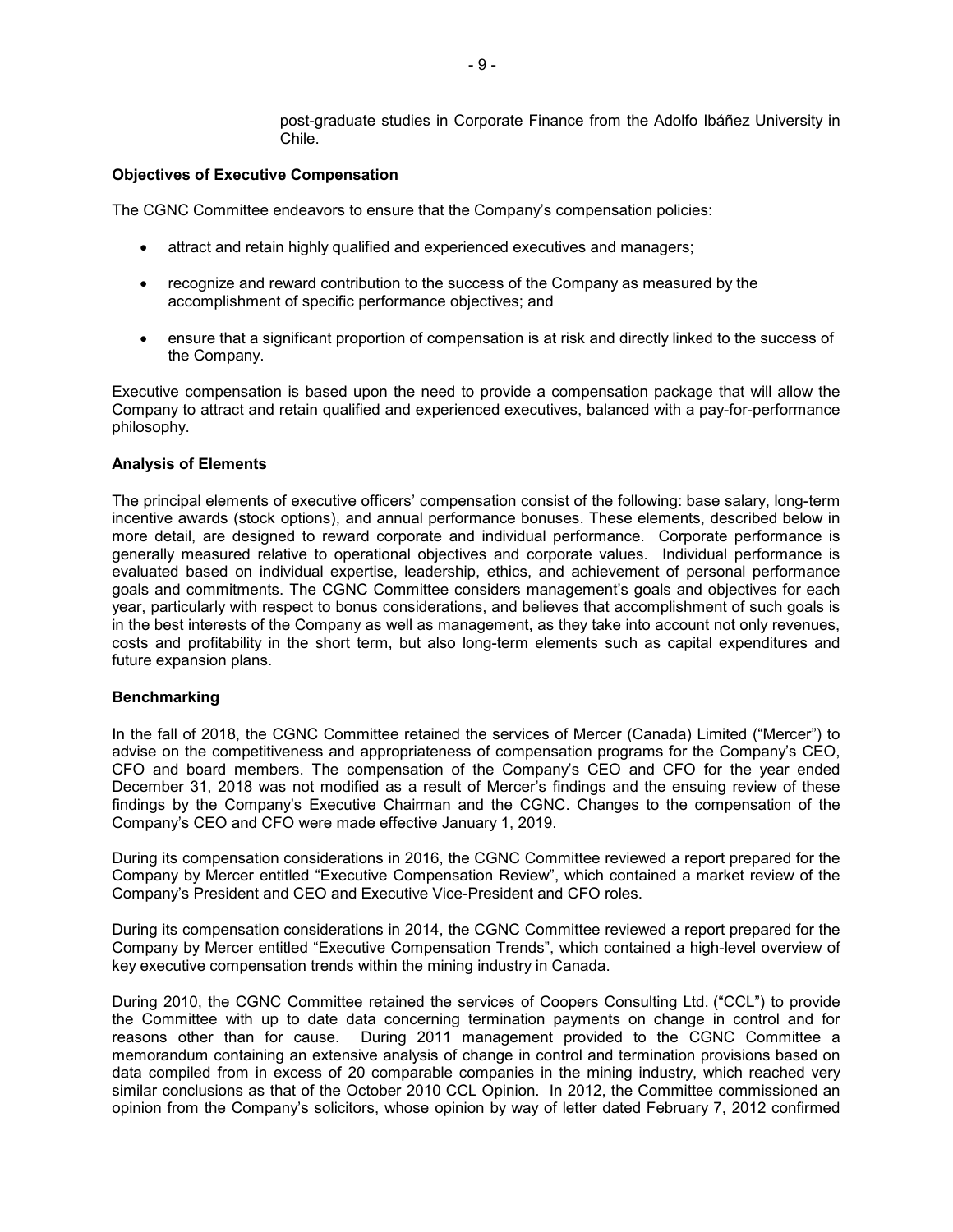post-graduate studies in Corporate Finance from the Adolfo Ibáñez University in Chile.

**Objectives of Executive Compensation**

The CGNC Committee endeavors to ensure that the Company's compensation policies:

- attract and retain highly qualified and experienced executives and managers;
- recognize and reward contribution to the success of the Company as measured by the accomplishment of specific performance objectives; and
- ensure that a significant proportion of compensation is at risk and directly linked to the success of the Company.

Executive compensation is based upon the need to provide a compensation package that will allow the Company to attract and retain qualified and experienced executives, balanced with a pay-for-performance philosophy.

**Analysis of Elements**

The principal elements of executive officers' compensation consist of the following: base salary, long-term incentive awards (stock options), and annual performance bonuses. These elements, described below in more detail, are designed to reward corporate and individual performance. Corporate performance is generally measured relative to operational objectives and corporate values. Individual performance is evaluated based on individual expertise, leadership, ethics, and achievement of personal performance goals and commitments. The CGNC Committee considers management's goals and objectives for each year, particularly with respect to bonus considerations, and believes that accomplishment of such goals is in the best interests of the Company as well as management, as they take into account not only revenues, costs and profitability in the short term, but also long-term elements such as capital expenditures and future expansion plans.

**Benchmarking**

In the fall of 2018, the CGNC Committee retained the services of Mercer (Canada) Limited ("Mercer") to advise on the competitiveness and appropriateness of compensation programs for the Company's CEO, CFO and board members. The compensation of the Company's CEO and CFO for the year ended December 31, 2018 was not modified as a result of Mercer's findings and the ensuing review of these findings by the Company's Executive Chairman and the CGNC. Changes to the compensation of the Company's CEO and CFO were made effective January 1, 2019.

During its compensation considerations in 2016, the CGNC Committee reviewed a report prepared for the Company by Mercer entitled "Executive Compensation Review", which contained a market review of the Company's President and CEO and Executive Vice-President and CFO roles.

During its compensation considerations in 2014, the CGNC Committee reviewed a report prepared for the Company by Mercer entitled "Executive Compensation Trends", which contained a high-level overview of key executive compensation trends within the mining industry in Canada.

During 2010, the CGNC Committee retained the services of Coopers Consulting Ltd. ("CCL") to provide the Committee with up to date data concerning termination payments on change in control and for reasons other than for cause. During 2011 management provided to the CGNC Committee a memorandum containing an extensive analysis of change in control and termination provisions based on data compiled from in excess of 20 comparable companies in the mining industry, which reached very similar conclusions as that of the October 2010 CCL Opinion. In 2012, the Committee commissioned an opinion from the Company's solicitors, whose opinion by way of letter dated February 7, 2012 confirmed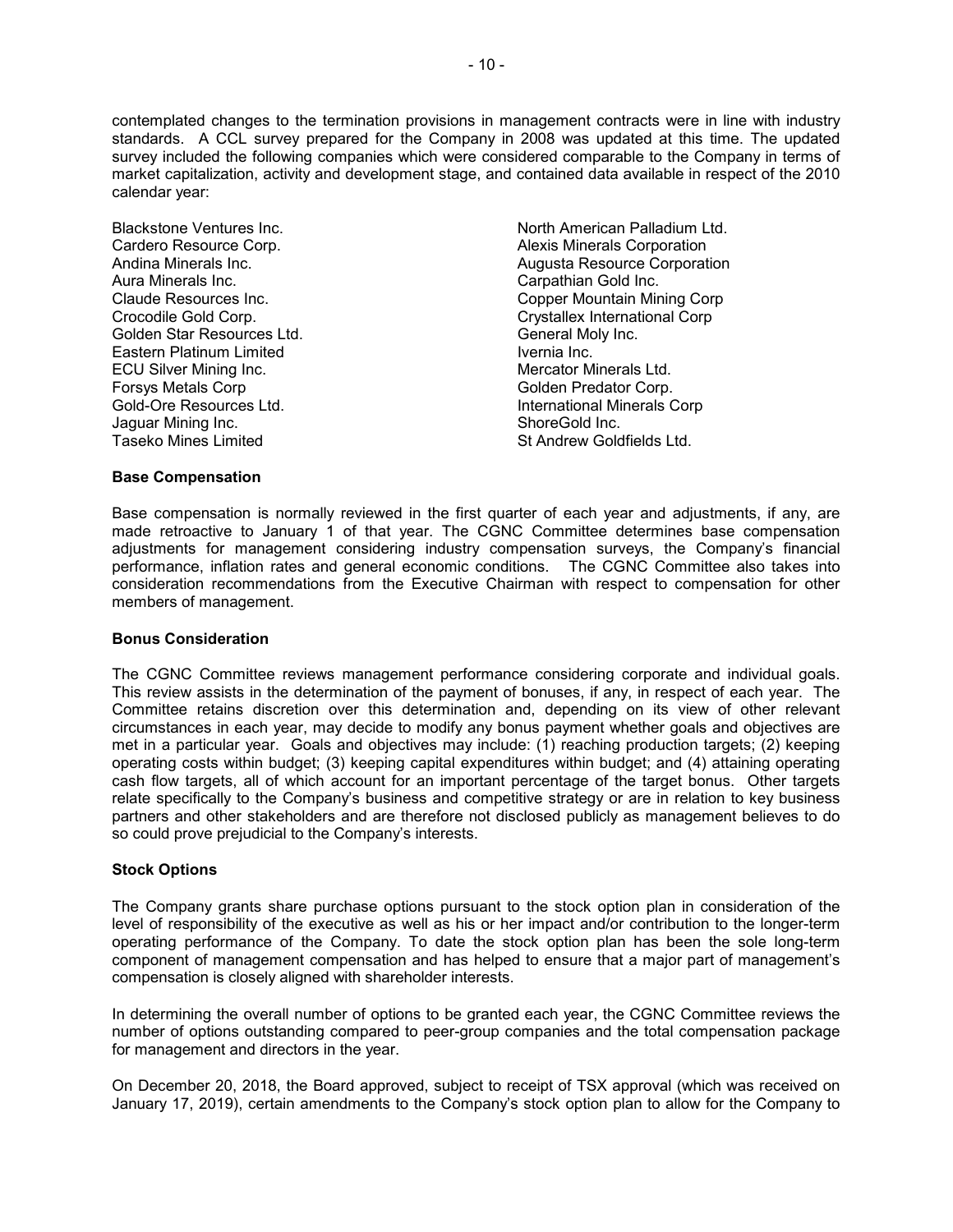contemplated changes to the termination provisions in management contracts were in line with industry standards. A CCL survey prepared for the Company in 2008 was updated at this time. The updated survey included the following companies which were considered comparable to the Company in terms of market capitalization, activity and development stage, and contained data available in respect of the 2010 calendar year:

Blackstone Ventures Inc.
Cardero Resource Corp.
Andina Minerals Inc.
Aura Minerals Inc.
Claude Resources Inc.
Crocodile Gold Corp.
Golden Star Resources Ltd.
Eastern Platinum Limited
ECU Silver Mining Inc.
Forsys Metals Corp
Gold-Ore Resources Ltd.
Jaguar Mining Inc.
Taseko Mines Limited
North American Palladium Ltd.
Alexis Minerals Corporation
Augusta Resource Corporation
Carpathian Gold Inc.
Copper Mountain Mining Corp
Crystallex International Corp
General Moly Inc.
Ivernia Inc.
Mercator Minerals Ltd.
Golden Predator Corp.
International Minerals Corp
ShoreGold Inc.
St Andrew Goldfields Ltd.

**Base Compensation**

Base compensation is normally reviewed in the first quarter of each year and adjustments, if any, are made retroactive to January 1 of that year. The CGNC Committee determines base compensation adjustments for management considering industry compensation surveys, the Company's financial performance, inflation rates and general economic conditions. The CGNC Committee also takes into consideration recommendations from the Executive Chairman with respect to compensation for other members of management.

**Bonus Consideration**

The CGNC Committee reviews management performance considering corporate and individual goals. This review assists in the determination of the payment of bonuses, if any, in respect of each year. The Committee retains discretion over this determination and, depending on its view of other relevant circumstances in each year, may decide to modify any bonus payment whether goals and objectives are met in a particular year. Goals and objectives may include: (1) reaching production targets; (2) keeping operating costs within budget; (3) keeping capital expenditures within budget; and (4) attaining operating cash flow targets, all of which account for an important percentage of the target bonus. Other targets relate specifically to the Company's business and competitive strategy or are in relation to key business partners and other stakeholders and are therefore not disclosed publicly as management believes to do so could prove prejudicial to the Company's interests.

**Stock Options**

The Company grants share purchase options pursuant to the stock option plan in consideration of the level of responsibility of the executive as well as his or her impact and/or contribution to the longer-term operating performance of the Company. To date the stock option plan has been the sole long-term component of management compensation and has helped to ensure that a major part of management's compensation is closely aligned with shareholder interests.

In determining the overall number of options to be granted each year, the CGNC Committee reviews the number of options outstanding compared to peer-group companies and the total compensation package for management and directors in the year.

On December 20, 2018, the Board approved, subject to receipt of TSX approval (which was received on January 17, 2019), certain amendments to the Company's stock option plan to allow for the Company to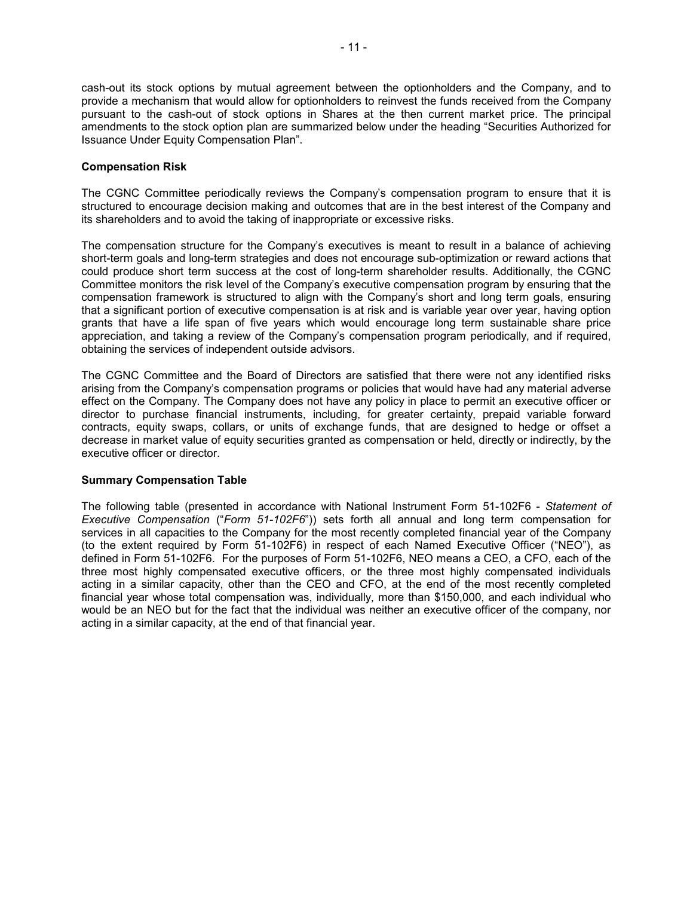cash-out its stock options by mutual agreement between the optionholders and the Company, and to provide a mechanism that would allow for optionholders to reinvest the funds received from the Company pursuant to the cash-out of stock options in Shares at the then current market price. The principal amendments to the stock option plan are summarized below under the heading "Securities Authorized for Issuance Under Equity Compensation Plan".

**Compensation Risk**

The CGNC Committee periodically reviews the Company's compensation program to ensure that it is structured to encourage decision making and outcomes that are in the best interest of the Company and its shareholders and to avoid the taking of inappropriate or excessive risks.

The compensation structure for the Company's executives is meant to result in a balance of achieving short-term goals and long-term strategies and does not encourage sub-optimization or reward actions that could produce short term success at the cost of long-term shareholder results. Additionally, the CGNC Committee monitors the risk level of the Company's executive compensation program by ensuring that the compensation framework is structured to align with the Company's short and long term goals, ensuring that a significant portion of executive compensation is at risk and is variable year over year, having option grants that have a life span of five years which would encourage long term sustainable share price appreciation, and taking a review of the Company's compensation program periodically, and if required, obtaining the services of independent outside advisors.

The CGNC Committee and the Board of Directors are satisfied that there were not any identified risks arising from the Company's compensation programs or policies that would have had any material adverse effect on the Company. The Company does not have any policy in place to permit an executive officer or director to purchase financial instruments, including, for greater certainty, prepaid variable forward contracts, equity swaps, collars, or units of exchange funds, that are designed to hedge or offset a decrease in market value of equity securities granted as compensation or held, directly or indirectly, by the executive officer or director.

**Summary Compensation Table**

The following table (presented in accordance with National Instrument Form 51-102F6 - *Statement of Executive Compensation* ("*Form 51-102F6*")) sets forth all annual and long term compensation for services in all capacities to the Company for the most recently completed financial year of the Company (to the extent required by Form 51-102F6) in respect of each Named Executive Officer ("NEO"), as defined in Form 51-102F6. For the purposes of Form 51-102F6, NEO means a CEO, a CFO, each of the three most highly compensated executive officers, or the three most highly compensated individuals acting in a similar capacity, other than the CEO and CFO, at the end of the most recently completed financial year whose total compensation was, individually, more than $150,000, and each individual who would be an NEO but for the fact that the individual was neither an executive officer of the company, nor acting in a similar capacity, at the end of that financial year.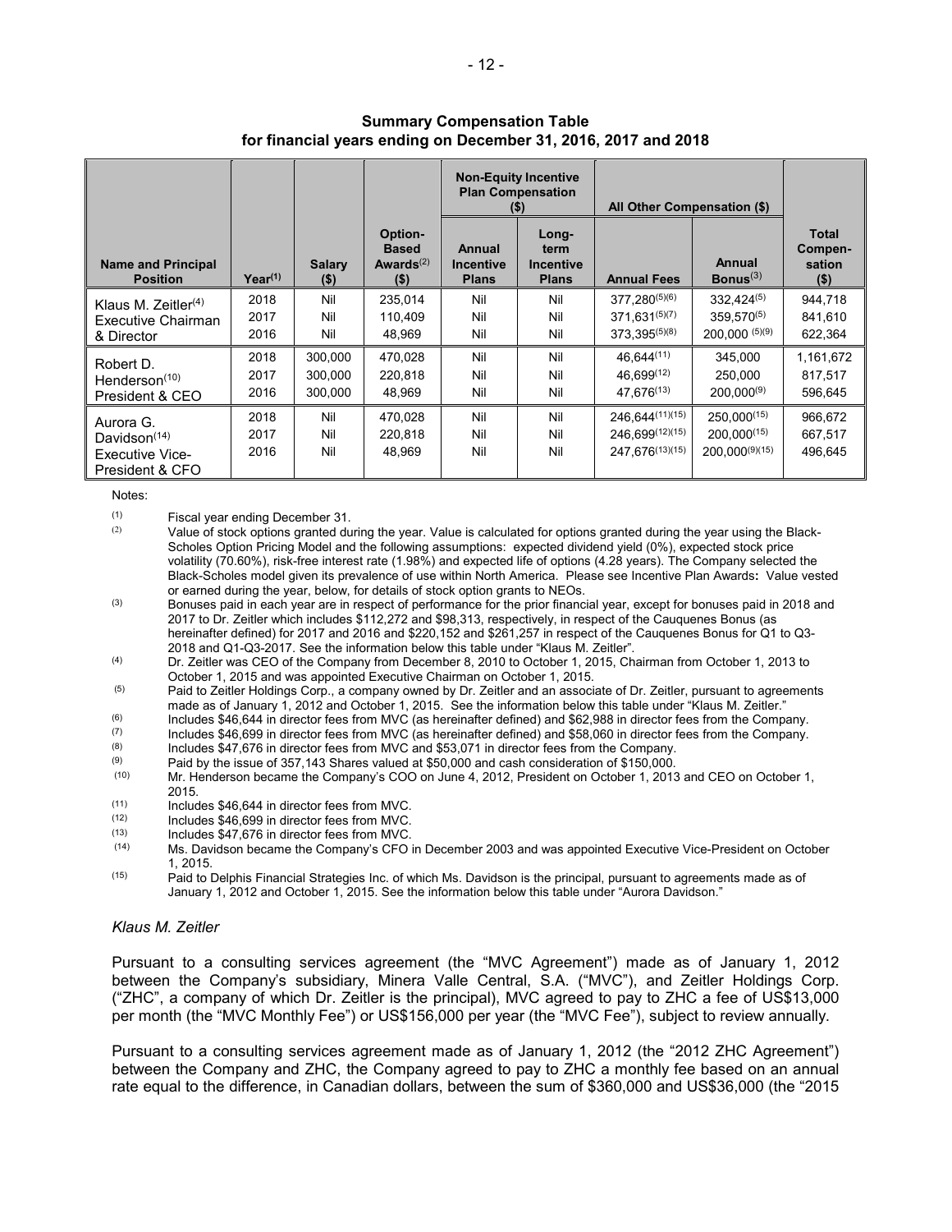**Summary Compensation Table**
**for financial years ending on December 31, 2016, 2017 and 2018**

| Name and Principal Position | Year[(1)] | Salary ($) | Option-Based Awards[(2)] ($) | Non-Equity Incentive Plan Compensation ($) | | All Other Compensation ($) | | Total Compen-sation ($) |
|---|---|---|---|---|---|---|---|---|
| | | | | Annual Incentive Plans | Long-term Incentive Plans | Annual Fees | Annual Bonus[(3)] | |
| Klaus M. Zeitler[(4)] Executive Chairman & Director | 2018 | Nil | 235,014 | Nil | Nil | 377,280[(5)(6)] | 332,424[(5)] | 944,718 |
| | 2017 | Nil | 110,409 | Nil | Nil | 371,631[(5)(7)] | 359,570[(5)] | 841,610 |
| | 2016 | Nil | 48,969 | Nil | Nil | 373,395[(5)(8)] | 200,000 [(5)(9)] | 622,364 |
| Robert D. Henderson[(10)] President & CEO | 2018 | 300,000 | 470,028 | Nil | Nil | 46,644[(11)] | 345,000 | 1,161,672 |
| | 2017 | 300,000 | 220,818 | Nil | Nil | 46,699[(12)] | 250,000 | 817,517 |
| | 2016 | 300,000 | 48,969 | Nil | Nil | 47,676[(13)] | 200,000[(9)] | 596,645 |
| Aurora G. Davidson[(14)] Executive Vice-President & CFO | 2018 | Nil | 470,028 | Nil | Nil | 246,644[(11)(15)] | 250,000[(15)] | 966,672 |
| | 2017 | Nil | 220,818 | Nil | Nil | 246,699[(12)(15)] | 200,000[(15)] | 667,517 |
| | 2016 | Nil | 48,969 | Nil | Nil | 247,676[(13)(15)] | 200,000[(9)(15)] | 496,645 |

Notes:

(1) Fiscal year ending December 31.

(2) Value of stock options granted during the year. Value is calculated for options granted during the year using the Black-Scholes Option Pricing Model and the following assumptions: expected dividend yield (0%), expected stock price volatility (70.60%), risk-free interest rate (1.98%) and expected life of options (4.28 years). The Company selected the Black-Scholes model given its prevalence of use within North America. Please see Incentive Plan Awards**:** Value vested or earned during the year, below, for details of stock option grants to NEOs.

(3) Bonuses paid in each year are in respect of performance for the prior financial year, except for bonuses paid in 2018 and 2017 to Dr. Zeitler which includes $112,272 and $98,313, respectively, in respect of the Cauquenes Bonus (as hereinafter defined) for 2017 and 2016 and $220,152 and $261,257 in respect of the Cauquenes Bonus for Q1 to Q3-2018 and Q1-Q3-2017. See the information below this table under "Klaus M. Zeitler".

(4) Dr. Zeitler was CEO of the Company from December 8, 2010 to October 1, 2015, Chairman from October 1, 2013 to October 1, 2015 and was appointed Executive Chairman on October 1, 2015.

(5) Paid to Zeitler Holdings Corp., a company owned by Dr. Zeitler and an associate of Dr. Zeitler, pursuant to agreements made as of January 1, 2012 and October 1, 2015. See the information below this table under "Klaus M. Zeitler."

(6) Includes $46,644 in director fees from MVC (as hereinafter defined) and $62,988 in director fees from the Company.

(7) Includes $46,699 in director fees from MVC (as hereinafter defined) and $58,060 in director fees from the Company.

(8) Includes $47,676 in director fees from MVC and $53,071 in director fees from the Company.

(9) Paid by the issue of 357,143 Shares valued at $50,000 and cash consideration of $150,000.

(10) Mr. Henderson became the Company's COO on June 4, 2012, President on October 1, 2013 and CEO on October 1, 2015.

(11) Includes $46,644 in director fees from MVC.

(12) Includes $46,699 in director fees from MVC.

(13) Includes $47,676 in director fees from MVC.

(14) Ms. Davidson became the Company's CFO in December 2003 and was appointed Executive Vice-President on October 1, 2015.

(15) Paid to Delphis Financial Strategies Inc. of which Ms. Davidson is the principal, pursuant to agreements made as of January 1, 2012 and October 1, 2015. See the information below this table under "Aurora Davidson."

*Klaus M. Zeitler*

Pursuant to a consulting services agreement (the "MVC Agreement") made as of January 1, 2012 between the Company's subsidiary, Minera Valle Central, S.A. ("MVC"), and Zeitler Holdings Corp. ("ZHC", a company of which Dr. Zeitler is the principal), MVC agreed to pay to ZHC a fee of US$13,000 per month (the "MVC Monthly Fee") or US$156,000 per year (the "MVC Fee"), subject to review annually.

Pursuant to a consulting services agreement made as of January 1, 2012 (the "2012 ZHC Agreement") between the Company and ZHC, the Company agreed to pay to ZHC a monthly fee based on an annual rate equal to the difference, in Canadian dollars, between the sum of $360,000 and US$36,000 (the "2015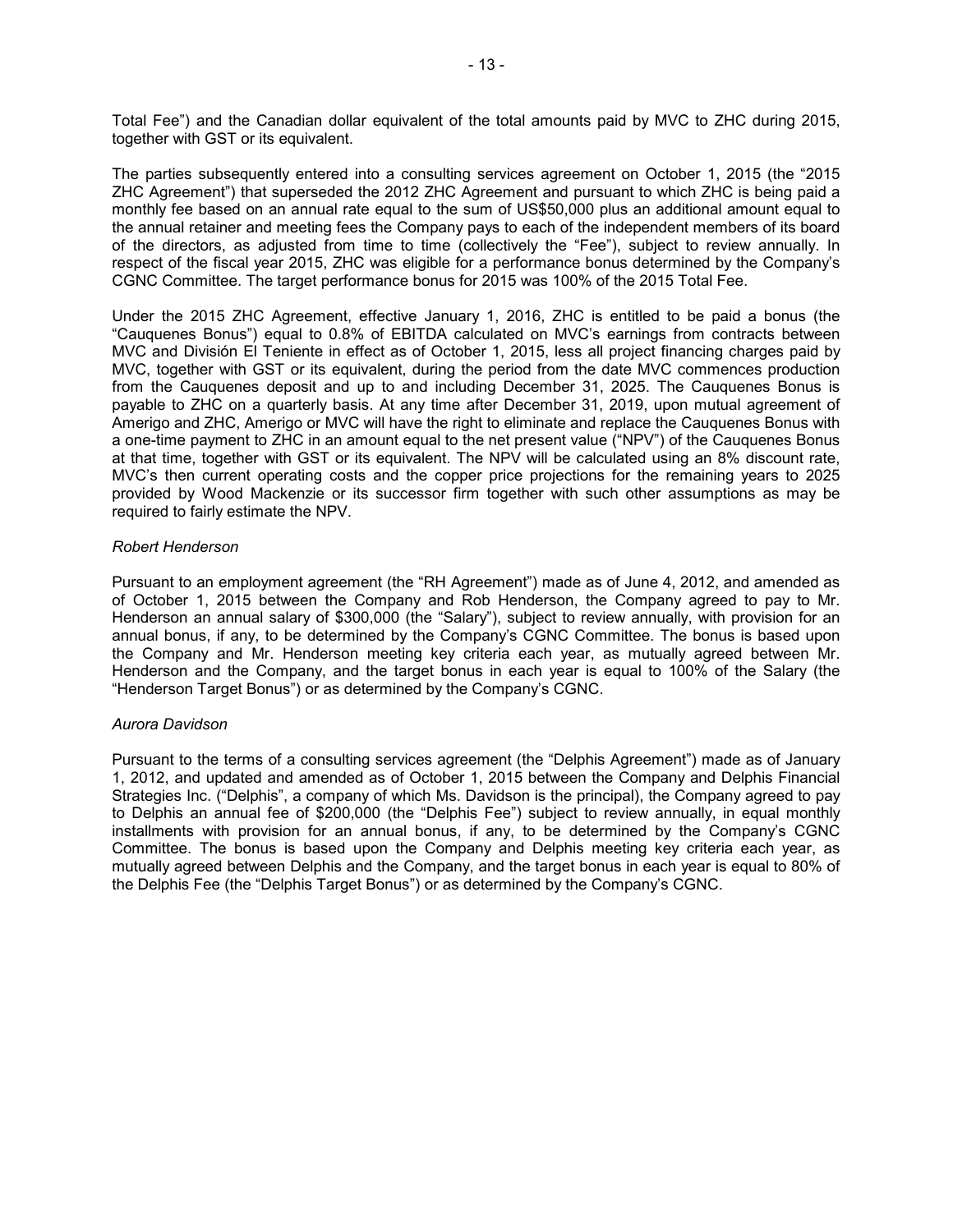Total Fee") and the Canadian dollar equivalent of the total amounts paid by MVC to ZHC during 2015, together with GST or its equivalent.

The parties subsequently entered into a consulting services agreement on October 1, 2015 (the "2015 ZHC Agreement") that superseded the 2012 ZHC Agreement and pursuant to which ZHC is being paid a monthly fee based on an annual rate equal to the sum of US$50,000 plus an additional amount equal to the annual retainer and meeting fees the Company pays to each of the independent members of its board of the directors, as adjusted from time to time (collectively the "Fee"), subject to review annually. In respect of the fiscal year 2015, ZHC was eligible for a performance bonus determined by the Company's CGNC Committee. The target performance bonus for 2015 was 100% of the 2015 Total Fee.

Under the 2015 ZHC Agreement, effective January 1, 2016, ZHC is entitled to be paid a bonus (the "Cauquenes Bonus") equal to 0.8% of EBITDA calculated on MVC's earnings from contracts between MVC and División El Teniente in effect as of October 1, 2015, less all project financing charges paid by MVC, together with GST or its equivalent, during the period from the date MVC commences production from the Cauquenes deposit and up to and including December 31, 2025. The Cauquenes Bonus is payable to ZHC on a quarterly basis. At any time after December 31, 2019, upon mutual agreement of Amerigo and ZHC, Amerigo or MVC will have the right to eliminate and replace the Cauquenes Bonus with a one-time payment to ZHC in an amount equal to the net present value ("NPV") of the Cauquenes Bonus at that time, together with GST or its equivalent. The NPV will be calculated using an 8% discount rate, MVC's then current operating costs and the copper price projections for the remaining years to 2025 provided by Wood Mackenzie or its successor firm together with such other assumptions as may be required to fairly estimate the NPV.

*Robert Henderson*

Pursuant to an employment agreement (the "RH Agreement") made as of June 4, 2012, and amended as of October 1, 2015 between the Company and Rob Henderson, the Company agreed to pay to Mr. Henderson an annual salary of $300,000 (the "Salary"), subject to review annually, with provision for an annual bonus, if any, to be determined by the Company's CGNC Committee. The bonus is based upon the Company and Mr. Henderson meeting key criteria each year, as mutually agreed between Mr. Henderson and the Company, and the target bonus in each year is equal to 100% of the Salary (the "Henderson Target Bonus") or as determined by the Company's CGNC.

*Aurora Davidson*

Pursuant to the terms of a consulting services agreement (the "Delphis Agreement") made as of January 1, 2012, and updated and amended as of October 1, 2015 between the Company and Delphis Financial Strategies Inc. ("Delphis", a company of which Ms. Davidson is the principal), the Company agreed to pay to Delphis an annual fee of $200,000 (the "Delphis Fee") subject to review annually, in equal monthly installments with provision for an annual bonus, if any, to be determined by the Company's CGNC Committee. The bonus is based upon the Company and Delphis meeting key criteria each year, as mutually agreed between Delphis and the Company, and the target bonus in each year is equal to 80% of the Delphis Fee (the "Delphis Target Bonus") or as determined by the Company's CGNC.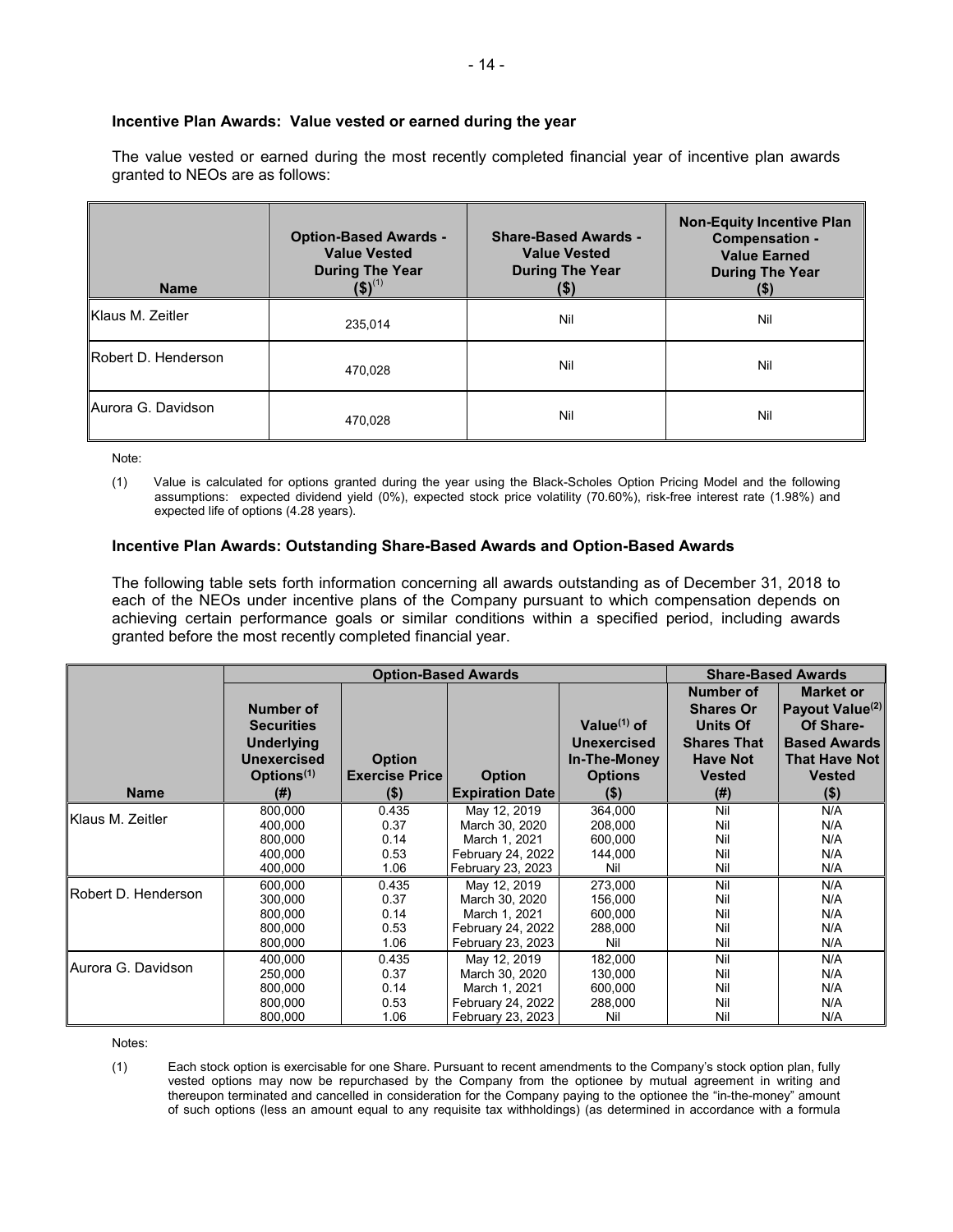### Incentive Plan Awards: Value vested or earned during the year

The value vested or earned during the most recently completed financial year of incentive plan awards granted to NEOs are as follows:

| Name | Option-Based Awards - Value Vested During The Year ($)[(1)] | Share-Based Awards - Value Vested During The Year ($) | Non-Equity Incentive Plan Compensation - Value Earned During The Year ($) |
|---|---|---|---|
| Klaus M. Zeitler | 235,014 | Nil | Nil |
| Robert D. Henderson | 470,028 | Nil | Nil |
| Aurora G. Davidson | 470,028 | Nil | Nil |

Note:

(1) Value is calculated for options granted during the year using the Black-Scholes Option Pricing Model and the following assumptions: expected dividend yield (0%), expected stock price volatility (70.60%), risk-free interest rate (1.98%) and expected life of options (4.28 years).

### Incentive Plan Awards: Outstanding Share-Based Awards and Option-Based Awards

The following table sets forth information concerning all awards outstanding as of December 31, 2018 to each of the NEOs under incentive plans of the Company pursuant to which compensation depends on achieving certain performance goals or similar conditions within a specified period, including awards granted before the most recently completed financial year.

| | Option-Based Awards | | | | Share-Based Awards | |
|---|---|---|---|---|---|---|
| Name | Number of Securities Underlying Unexercised Options[(1)] (#) | Option Exercise Price ($) | Option Expiration Date | Value[(1)] of Unexercised In-The-Money Options ($) | Number of Shares Or Units Of Shares That Have Not Vested (#) | Market or Payout Value[(2)] Of Share-Based Awards That Have Not Vested ($) |
| Klaus M. Zeitler | 800,000 | 0.435 | May 12, 2019 | 364,000 | Nil | N/A |
| | 400,000 | 0.37 | March 30, 2020 | 208,000 | Nil | N/A |
| | 800,000 | 0.14 | March 1, 2021 | 600,000 | Nil | N/A |
| | 400,000 | 0.53 | February 24, 2022 | 144,000 | Nil | N/A |
| | 400,000 | 1.06 | February 23, 2023 | Nil | Nil | N/A |
| Robert D. Henderson | 600,000 | 0.435 | May 12, 2019 | 273,000 | Nil | N/A |
| | 300,000 | 0.37 | March 30, 2020 | 156,000 | Nil | N/A |
| | 800,000 | 0.14 | March 1, 2021 | 600,000 | Nil | N/A |
| | 800,000 | 0.53 | February 24, 2022 | 288,000 | Nil | N/A |
| | 800,000 | 1.06 | February 23, 2023 | Nil | Nil | N/A |
| Aurora G. Davidson | 400,000 | 0.435 | May 12, 2019 | 182,000 | Nil | N/A |
| | 250,000 | 0.37 | March 30, 2020 | 130,000 | Nil | N/A |
| | 800,000 | 0.14 | March 1, 2021 | 600,000 | Nil | N/A |
| | 800,000 | 0.53 | February 24, 2022 | 288,000 | Nil | N/A |
| | 800,000 | 1.06 | February 23, 2023 | Nil | Nil | N/A |

Notes:

(1) Each stock option is exercisable for one Share. Pursuant to recent amendments to the Company's stock option plan, fully vested options may now be repurchased by the Company from the optionee by mutual agreement in writing and thereupon terminated and cancelled in consideration for the Company paying to the optionee the "in-the-money" amount of such options (less an amount equal to any requisite tax withholdings) (as determined in accordance with a formula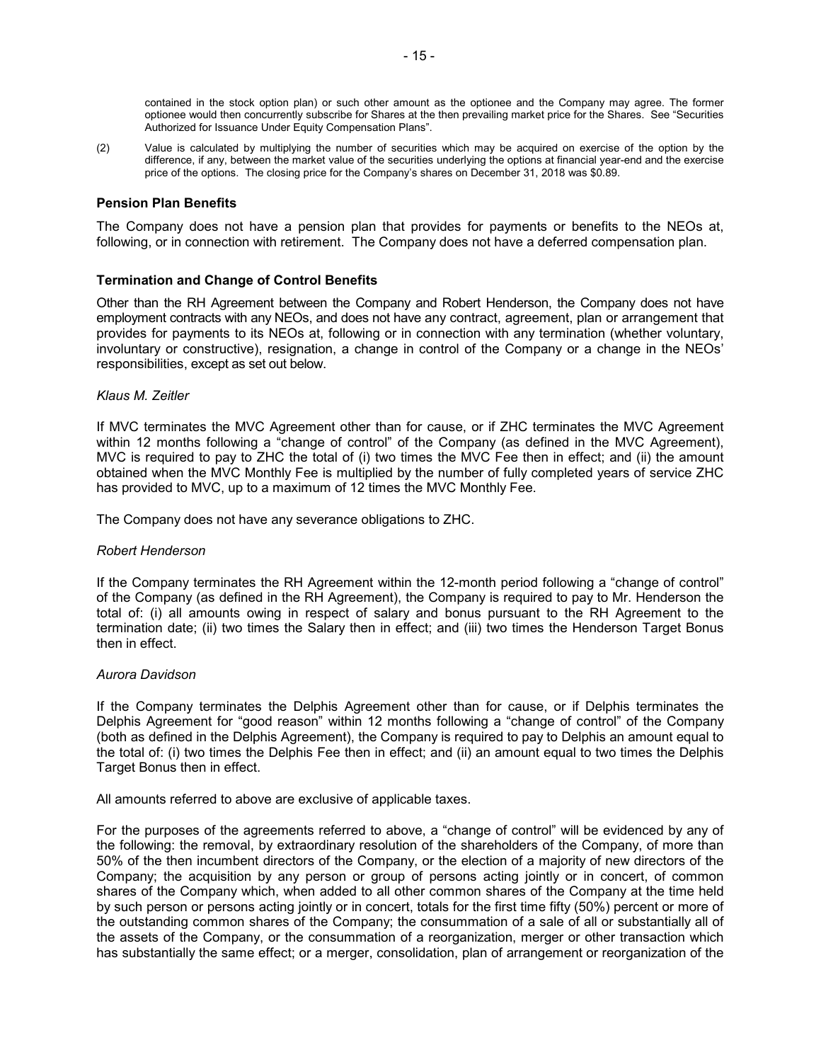contained in the stock option plan) or such other amount as the optionee and the Company may agree. The former optionee would then concurrently subscribe for Shares at the then prevailing market price for the Shares. See "Securities Authorized for Issuance Under Equity Compensation Plans".

(2) Value is calculated by multiplying the number of securities which may be acquired on exercise of the option by the difference, if any, between the market value of the securities underlying the options at financial year-end and the exercise price of the options. The closing price for the Company's shares on December 31, 2018 was $0.89.

### Pension Plan Benefits

The Company does not have a pension plan that provides for payments or benefits to the NEOs at, following, or in connection with retirement. The Company does not have a deferred compensation plan.

### Termination and Change of Control Benefits

Other than the RH Agreement between the Company and Robert Henderson, the Company does not have employment contracts with any NEOs, and does not have any contract, agreement, plan or arrangement that provides for payments to its NEOs at, following or in connection with any termination (whether voluntary, involuntary or constructive), resignation, a change in control of the Company or a change in the NEOs' responsibilities, except as set out below.

*Klaus M. Zeitler*

If MVC terminates the MVC Agreement other than for cause, or if ZHC terminates the MVC Agreement within 12 months following a "change of control" of the Company (as defined in the MVC Agreement), MVC is required to pay to ZHC the total of (i) two times the MVC Fee then in effect; and (ii) the amount obtained when the MVC Monthly Fee is multiplied by the number of fully completed years of service ZHC has provided to MVC, up to a maximum of 12 times the MVC Monthly Fee.

The Company does not have any severance obligations to ZHC.

*Robert Henderson*

If the Company terminates the RH Agreement within the 12-month period following a "change of control" of the Company (as defined in the RH Agreement), the Company is required to pay to Mr. Henderson the total of: (i) all amounts owing in respect of salary and bonus pursuant to the RH Agreement to the termination date; (ii) two times the Salary then in effect; and (iii) two times the Henderson Target Bonus then in effect.

*Aurora Davidson*

If the Company terminates the Delphis Agreement other than for cause, or if Delphis terminates the Delphis Agreement for "good reason" within 12 months following a "change of control" of the Company (both as defined in the Delphis Agreement), the Company is required to pay to Delphis an amount equal to the total of: (i) two times the Delphis Fee then in effect; and (ii) an amount equal to two times the Delphis Target Bonus then in effect.

All amounts referred to above are exclusive of applicable taxes.

For the purposes of the agreements referred to above, a "change of control" will be evidenced by any of the following: the removal, by extraordinary resolution of the shareholders of the Company, of more than 50% of the then incumbent directors of the Company, or the election of a majority of new directors of the Company; the acquisition by any person or group of persons acting jointly or in concert, of common shares of the Company which, when added to all other common shares of the Company at the time held by such person or persons acting jointly or in concert, totals for the first time fifty (50%) percent or more of the outstanding common shares of the Company; the consummation of a sale of all or substantially all of the assets of the Company, or the consummation of a reorganization, merger or other transaction which has substantially the same effect; or a merger, consolidation, plan of arrangement or reorganization of the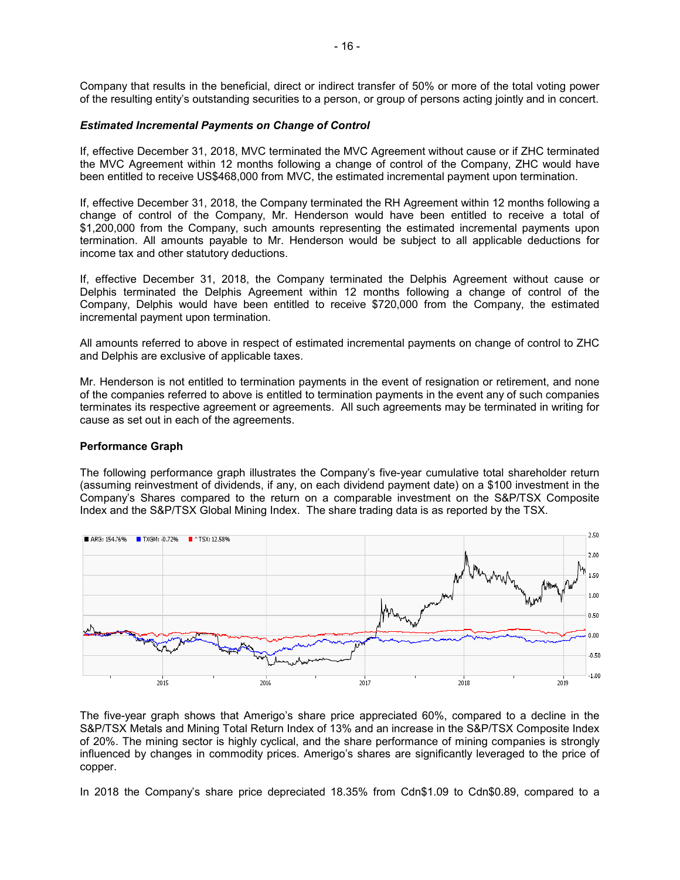Company that results in the beneficial, direct or indirect transfer of 50% or more of the total voting power of the resulting entity's outstanding securities to a person, or group of persons acting jointly and in concert.

***Estimated Incremental Payments on Change of Control***

If, effective December 31, 2018, MVC terminated the MVC Agreement without cause or if ZHC terminated the MVC Agreement within 12 months following a change of control of the Company, ZHC would have been entitled to receive US$468,000 from MVC, the estimated incremental payment upon termination.

If, effective December 31, 2018, the Company terminated the RH Agreement within 12 months following a change of control of the Company, Mr. Henderson would have been entitled to receive a total of $1,200,000 from the Company, such amounts representing the estimated incremental payments upon termination. All amounts payable to Mr. Henderson would be subject to all applicable deductions for income tax and other statutory deductions.

If, effective December 31, 2018, the Company terminated the Delphis Agreement without cause or Delphis terminated the Delphis Agreement within 12 months following a change of control of the Company, Delphis would have been entitled to receive $720,000 from the Company, the estimated incremental payment upon termination.

All amounts referred to above in respect of estimated incremental payments on change of control to ZHC and Delphis are exclusive of applicable taxes.

Mr. Henderson is not entitled to termination payments in the event of resignation or retirement, and none of the companies referred to above is entitled to termination payments in the event any of such companies terminates its respective agreement or agreements. All such agreements may be terminated in writing for cause as set out in each of the agreements.

**Performance Graph**

The following performance graph illustrates the Company's five-year cumulative total shareholder return (assuming reinvestment of dividends, if any, on each dividend payment date) on a $100 investment in the Company's Shares compared to the return on a comparable investment on the S&P/TSX Composite Index and the S&P/TSX Global Mining Index. The share trading data is as reported by the TSX.

ARG: 154.76% TXGM: -0.72% ^TSX: 12.58%

The five-year graph shows that Amerigo's share price appreciated 60%, compared to a decline in the S&P/TSX Metals and Mining Total Return Index of 13% and an increase in the S&P/TSX Composite Index of 20%. The mining sector is highly cyclical, and the share performance of mining companies is strongly influenced by changes in commodity prices. Amerigo's shares are significantly leveraged to the price of copper.

In 2018 the Company's share price depreciated 18.35% from Cdn$1.09 to Cdn$0.89, compared to a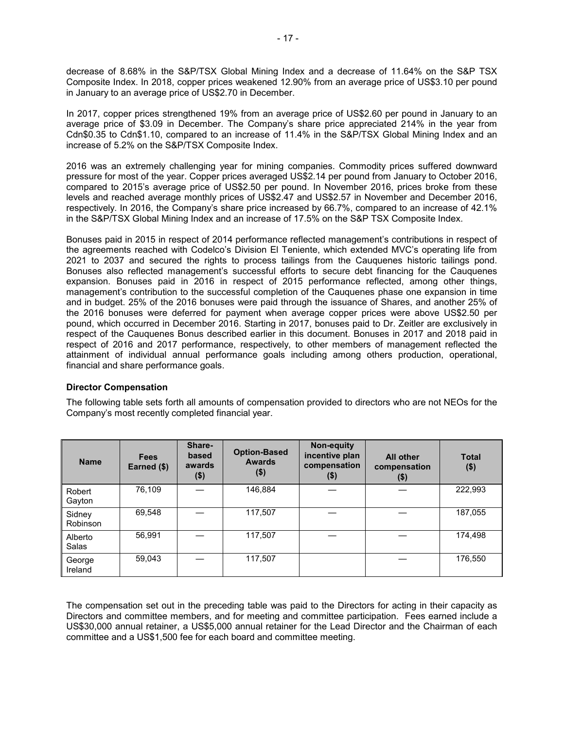decrease of 8.68% in the S&P/TSX Global Mining Index and a decrease of 11.64% on the S&P TSX Composite Index. In 2018, copper prices weakened 12.90% from an average price of US$3.10 per pound in January to an average price of US$2.70 in December.

In 2017, copper prices strengthened 19% from an average price of US$2.60 per pound in January to an average price of $3.09 in December. The Company's share price appreciated 214% in the year from Cdn$0.35 to Cdn$1.10, compared to an increase of 11.4% in the S&P/TSX Global Mining Index and an increase of 5.2% on the S&P/TSX Composite Index.

2016 was an extremely challenging year for mining companies. Commodity prices suffered downward pressure for most of the year. Copper prices averaged US$2.14 per pound from January to October 2016, compared to 2015's average price of US$2.50 per pound. In November 2016, prices broke from these levels and reached average monthly prices of US$2.47 and US$2.57 in November and December 2016, respectively. In 2016, the Company's share price increased by 66.7%, compared to an increase of 42.1% in the S&P/TSX Global Mining Index and an increase of 17.5% on the S&P TSX Composite Index.

Bonuses paid in 2015 in respect of 2014 performance reflected management's contributions in respect of the agreements reached with Codelco's Division El Teniente, which extended MVC's operating life from 2021 to 2037 and secured the rights to process tailings from the Cauquenes historic tailings pond. Bonuses also reflected management's successful efforts to secure debt financing for the Cauquenes expansion. Bonuses paid in 2016 in respect of 2015 performance reflected, among other things, management's contribution to the successful completion of the Cauquenes phase one expansion in time and in budget. 25% of the 2016 bonuses were paid through the issuance of Shares, and another 25% of the 2016 bonuses were deferred for payment when average copper prices were above US$2.50 per pound, which occurred in December 2016. Starting in 2017, bonuses paid to Dr. Zeitler are exclusively in respect of the Cauquenes Bonus described earlier in this document. Bonuses in 2017 and 2018 paid in respect of 2016 and 2017 performance, respectively, to other members of management reflected the attainment of individual annual performance goals including among others production, operational, financial and share performance goals.

### Director Compensation

The following table sets forth all amounts of compensation provided to directors who are not NEOs for the Company's most recently completed financial year.

| Name | Fees Earned ($) | Share-based awards ($) | Option-Based Awards ($) | Non-equity incentive plan compensation ($) | All other compensation ($) | Total ($) |
|---|---|---|---|---|---|---|
| Robert Gayton | 76,109 | — | 146,884 | — | — | 222,993 |
| Sidney Robinson | 69,548 | — | 117,507 | — | — | 187,055 |
| Alberto Salas | 56,991 | — | 117,507 | — | — | 174,498 |
| George Ireland | 59,043 | — | 117,507 | | — | 176,550 |

The compensation set out in the preceding table was paid to the Directors for acting in their capacity as Directors and committee members, and for meeting and committee participation. Fees earned include a US$30,000 annual retainer, a US$5,000 annual retainer for the Lead Director and the Chairman of each committee and a US$1,500 fee for each board and committee meeting.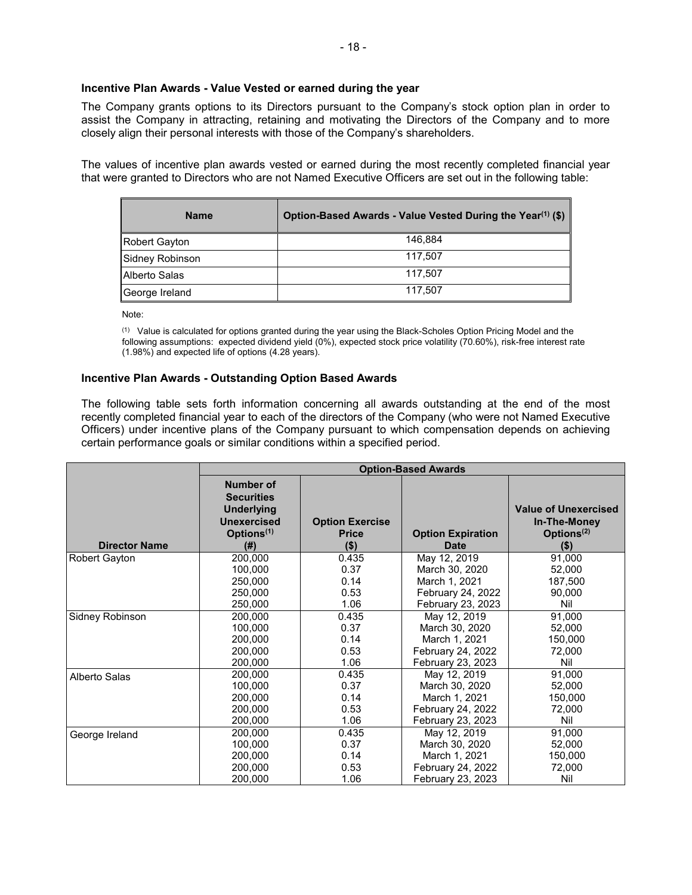### Incentive Plan Awards - Value Vested or earned during the year

The Company grants options to its Directors pursuant to the Company's stock option plan in order to assist the Company in attracting, retaining and motivating the Directors of the Company and to more closely align their personal interests with those of the Company's shareholders.

The values of incentive plan awards vested or earned during the most recently completed financial year that were granted to Directors who are not Named Executive Officers are set out in the following table:

| Name | Option-Based Awards - Value Vested During the Year[(1)] ($) |
|---|---|
| Robert Gayton | 146,884 |
| Sidney Robinson | 117,507 |
| Alberto Salas | 117,507 |
| George Ireland | 117,507 |

Note:

(1) Value is calculated for options granted during the year using the Black-Scholes Option Pricing Model and the following assumptions: expected dividend yield (0%), expected stock price volatility (70.60%), risk-free interest rate (1.98%) and expected life of options (4.28 years).

### Incentive Plan Awards - Outstanding Option Based Awards

The following table sets forth information concerning all awards outstanding at the end of the most recently completed financial year to each of the directors of the Company (who were not Named Executive Officers) under incentive plans of the Company pursuant to which compensation depends on achieving certain performance goals or similar conditions within a specified period.

| | Option-Based Awards | | | |
|---|---|---|---|---|
| Director Name | Number of Securities Underlying Unexercised Options[(1)] (#) | Option Exercise Price ($) | Option Expiration Date | Value of Unexercised In-The-Money Options[(2)] ($) |
| Robert Gayton | 200,000 | 0.435 | May 12, 2019 | 91,000 |
| | 100,000 | 0.37 | March 30, 2020 | 52,000 |
| | 250,000 | 0.14 | March 1, 2021 | 187,500 |
| | 250,000 | 0.53 | February 24, 2022 | 90,000 |
| | 250,000 | 1.06 | February 23, 2023 | Nil |
| Sidney Robinson | 200,000 | 0.435 | May 12, 2019 | 91,000 |
| | 100,000 | 0.37 | March 30, 2020 | 52,000 |
| | 200,000 | 0.14 | March 1, 2021 | 150,000 |
| | 200,000 | 0.53 | February 24, 2022 | 72,000 |
| | 200,000 | 1.06 | February 23, 2023 | Nil |
| Alberto Salas | 200,000 | 0.435 | May 12, 2019 | 91,000 |
| | 100,000 | 0.37 | March 30, 2020 | 52,000 |
| | 200,000 | 0.14 | March 1, 2021 | 150,000 |
| | 200,000 | 0.53 | February 24, 2022 | 72,000 |
| | 200,000 | 1.06 | February 23, 2023 | Nil |
| George Ireland | 200,000 | 0.435 | May 12, 2019 | 91,000 |
| | 100,000 | 0.37 | March 30, 2020 | 52,000 |
| | 200,000 | 0.14 | March 1, 2021 | 150,000 |
| | 200,000 | 0.53 | February 24, 2022 | 72,000 |
| | 200,000 | 1.06 | February 23, 2023 | Nil |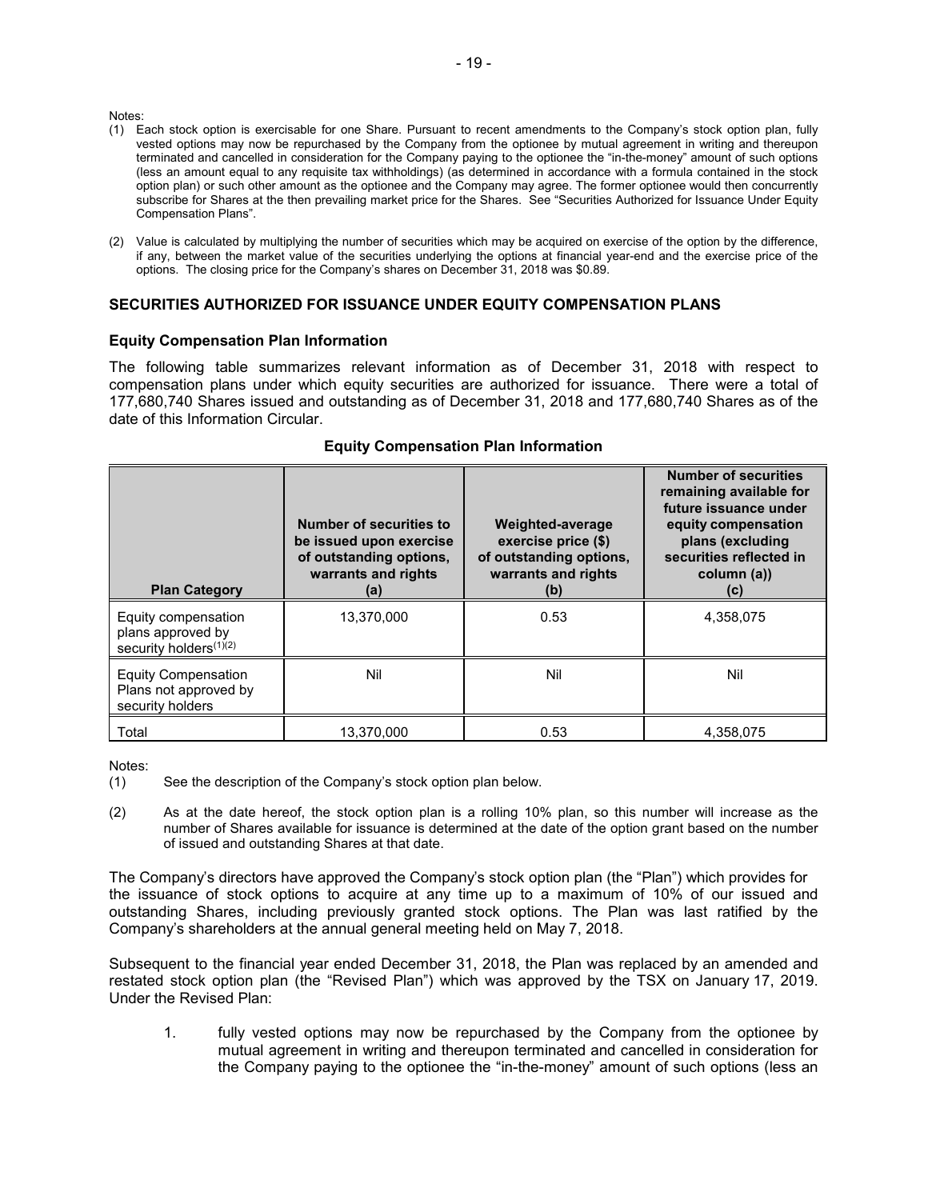Notes:

(1) Each stock option is exercisable for one Share. Pursuant to recent amendments to the Company's stock option plan, fully vested options may now be repurchased by the Company from the optionee by mutual agreement in writing and thereupon terminated and cancelled in consideration for the Company paying to the optionee the "in-the-money" amount of such options (less an amount equal to any requisite tax withholdings) (as determined in accordance with a formula contained in the stock option plan) or such other amount as the optionee and the Company may agree. The former optionee would then concurrently subscribe for Shares at the then prevailing market price for the Shares. See "Securities Authorized for Issuance Under Equity Compensation Plans".

(2) Value is calculated by multiplying the number of securities which may be acquired on exercise of the option by the difference, if any, between the market value of the securities underlying the options at financial year-end and the exercise price of the options. The closing price for the Company's shares on December 31, 2018 was $0.89.

## SECURITIES AUTHORIZED FOR ISSUANCE UNDER EQUITY COMPENSATION PLANS

### Equity Compensation Plan Information

The following table summarizes relevant information as of December 31, 2018 with respect to compensation plans under which equity securities are authorized for issuance. There were a total of 177,680,740 Shares issued and outstanding as of December 31, 2018 and 177,680,740 Shares as of the date of this Information Circular.

**Equity Compensation Plan Information**

| Plan Category | Number of securities to be issued upon exercise of outstanding options, warrants and rights (a) | Weighted-average exercise price ($) of outstanding options, warrants and rights (b) | Number of securities remaining available for future issuance under equity compensation plans (excluding securities reflected in column (a)) (c) |
|---|---|---|---|
| Equity compensation plans approved by security holders[(1)(2)] | 13,370,000 | 0.53 | 4,358,075 |
| Equity Compensation Plans not approved by security holders | Nil | Nil | Nil |
| Total | 13,370,000 | 0.53 | 4,358,075 |

Notes:

(1) See the description of the Company's stock option plan below.

(2) As at the date hereof, the stock option plan is a rolling 10% plan, so this number will increase as the number of Shares available for issuance is determined at the date of the option grant based on the number of issued and outstanding Shares at that date.

The Company's directors have approved the Company's stock option plan (the "Plan") which provides for the issuance of stock options to acquire at any time up to a maximum of 10% of our issued and outstanding Shares, including previously granted stock options. The Plan was last ratified by the Company's shareholders at the annual general meeting held on May 7, 2018.

Subsequent to the financial year ended December 31, 2018, the Plan was replaced by an amended and restated stock option plan (the "Revised Plan") which was approved by the TSX on January 17, 2019. Under the Revised Plan:

1. fully vested options may now be repurchased by the Company from the optionee by mutual agreement in writing and thereupon terminated and cancelled in consideration for the Company paying to the optionee the "in-the-money" amount of such options (less an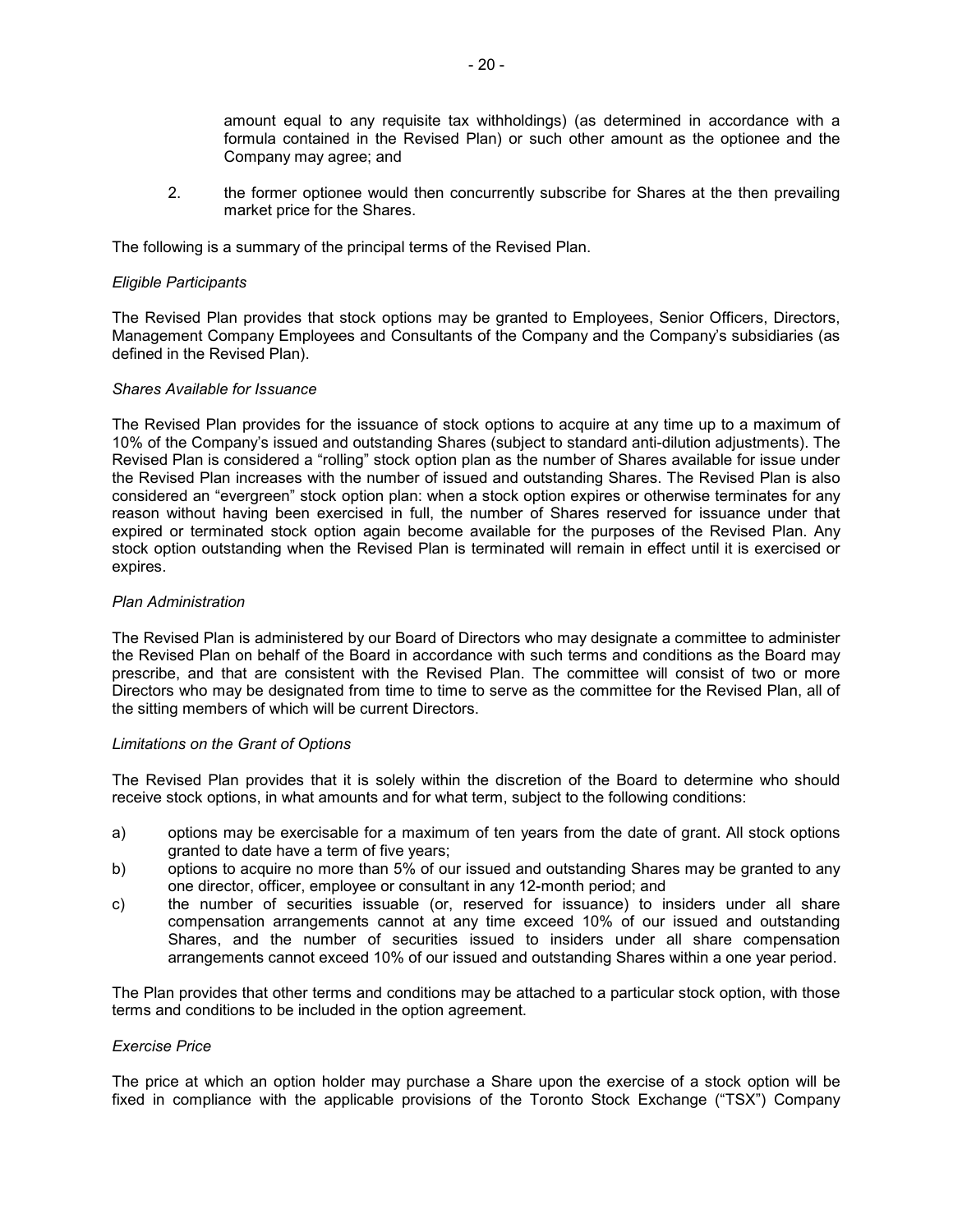amount equal to any requisite tax withholdings) (as determined in accordance with a formula contained in the Revised Plan) or such other amount as the optionee and the Company may agree; and

2. the former optionee would then concurrently subscribe for Shares at the then prevailing market price for the Shares.

The following is a summary of the principal terms of the Revised Plan.

*Eligible Participants*

The Revised Plan provides that stock options may be granted to Employees, Senior Officers, Directors, Management Company Employees and Consultants of the Company and the Company's subsidiaries (as defined in the Revised Plan).

*Shares Available for Issuance*

The Revised Plan provides for the issuance of stock options to acquire at any time up to a maximum of 10% of the Company's issued and outstanding Shares (subject to standard anti-dilution adjustments). The Revised Plan is considered a "rolling" stock option plan as the number of Shares available for issue under the Revised Plan increases with the number of issued and outstanding Shares. The Revised Plan is also considered an "evergreen" stock option plan: when a stock option expires or otherwise terminates for any reason without having been exercised in full, the number of Shares reserved for issuance under that expired or terminated stock option again become available for the purposes of the Revised Plan. Any stock option outstanding when the Revised Plan is terminated will remain in effect until it is exercised or expires.

*Plan Administration*

The Revised Plan is administered by our Board of Directors who may designate a committee to administer the Revised Plan on behalf of the Board in accordance with such terms and conditions as the Board may prescribe, and that are consistent with the Revised Plan. The committee will consist of two or more Directors who may be designated from time to time to serve as the committee for the Revised Plan, all of the sitting members of which will be current Directors.

*Limitations on the Grant of Options*

The Revised Plan provides that it is solely within the discretion of the Board to determine who should receive stock options, in what amounts and for what term, subject to the following conditions:

a) options may be exercisable for a maximum of ten years from the date of grant. All stock options granted to date have a term of five years;
b) options to acquire no more than 5% of our issued and outstanding Shares may be granted to any one director, officer, employee or consultant in any 12-month period; and
c) the number of securities issuable (or, reserved for issuance) to insiders under all share compensation arrangements cannot at any time exceed 10% of our issued and outstanding Shares, and the number of securities issued to insiders under all share compensation arrangements cannot exceed 10% of our issued and outstanding Shares within a one year period.

The Plan provides that other terms and conditions may be attached to a particular stock option, with those terms and conditions to be included in the option agreement.

*Exercise Price*

The price at which an option holder may purchase a Share upon the exercise of a stock option will be fixed in compliance with the applicable provisions of the Toronto Stock Exchange ("TSX") Company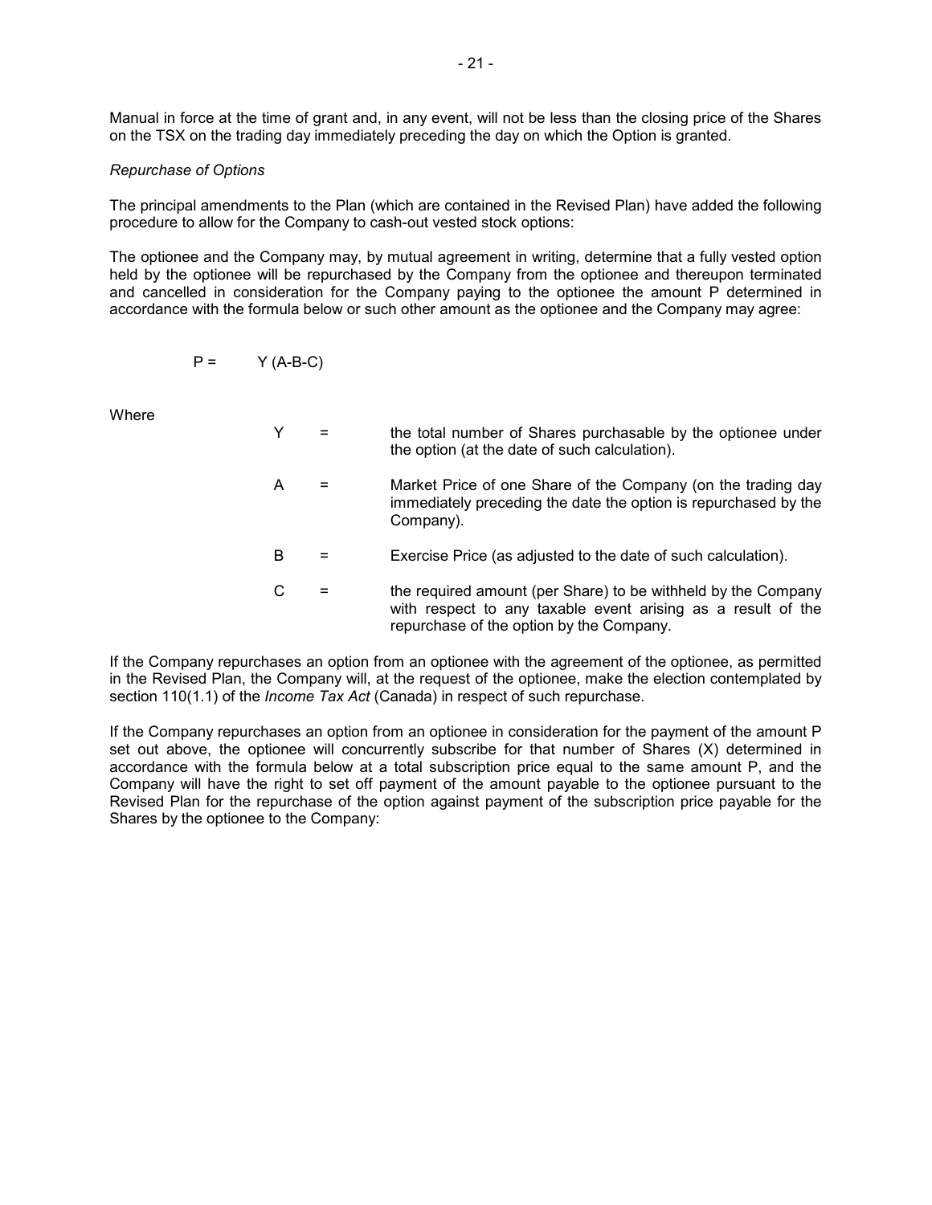Manual in force at the time of grant and, in any event, will not be less than the closing price of the Shares on the TSX on the trading day immediately preceding the day on which the Option is granted.

*Repurchase of Options*

The principal amendments to the Plan (which are contained in the Revised Plan) have added the following procedure to allow for the Company to cash-out vested stock options:

The optionee and the Company may, by mutual agreement in writing, determine that a fully vested option held by the optionee will be repurchased by the Company from the optionee and thereupon terminated and cancelled in consideration for the Company paying to the optionee the amount P determined in accordance with the formula below or such other amount as the optionee and the Company may agree:

$$P = Y(A-B-C)$$

Where

| | | |
|---|---|---|
| Y | = | the total number of Shares purchasable by the optionee under the option (at the date of such calculation). |
| A | = | Market Price of one Share of the Company (on the trading day immediately preceding the date the option is repurchased by the Company). |
| B | = | Exercise Price (as adjusted to the date of such calculation). |
| C | = | the required amount (per Share) to be withheld by the Company with respect to any taxable event arising as a result of the repurchase of the option by the Company. |

If the Company repurchases an option from an optionee with the agreement of the optionee, as permitted in the Revised Plan, the Company will, at the request of the optionee, make the election contemplated by section 110(1.1) of the *Income Tax Act* (Canada) in respect of such repurchase.

If the Company repurchases an option from an optionee in consideration for the payment of the amount P set out above, the optionee will concurrently subscribe for that number of Shares (X) determined in accordance with the formula below at a total subscription price equal to the same amount P, and the Company will have the right to set off payment of the amount payable to the optionee pursuant to the Revised Plan for the repurchase of the option against payment of the subscription price payable for the Shares by the optionee to the Company: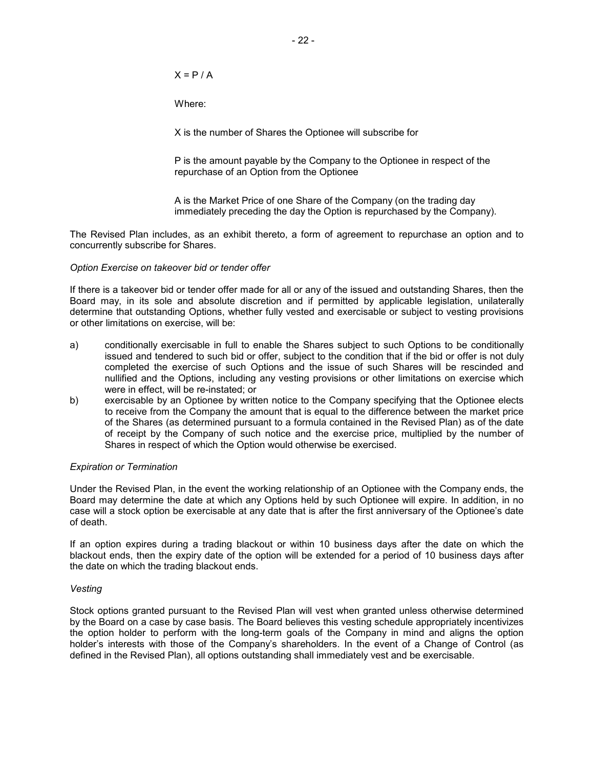$X = P / A$

Where:

X is the number of Shares the Optionee will subscribe for

P is the amount payable by the Company to the Optionee in respect of the repurchase of an Option from the Optionee

A is the Market Price of one Share of the Company (on the trading day immediately preceding the day the Option is repurchased by the Company).

The Revised Plan includes, as an exhibit thereto, a form of agreement to repurchase an option and to concurrently subscribe for Shares.

*Option Exercise on takeover bid or tender offer*

If there is a takeover bid or tender offer made for all or any of the issued and outstanding Shares, then the Board may, in its sole and absolute discretion and if permitted by applicable legislation, unilaterally determine that outstanding Options, whether fully vested and exercisable or subject to vesting provisions or other limitations on exercise, will be:

a) conditionally exercisable in full to enable the Shares subject to such Options to be conditionally issued and tendered to such bid or offer, subject to the condition that if the bid or offer is not duly completed the exercise of such Options and the issue of such Shares will be rescinded and nullified and the Options, including any vesting provisions or other limitations on exercise which were in effect, will be re-instated; or
b) exercisable by an Optionee by written notice to the Company specifying that the Optionee elects to receive from the Company the amount that is equal to the difference between the market price of the Shares (as determined pursuant to a formula contained in the Revised Plan) as of the date of receipt by the Company of such notice and the exercise price, multiplied by the number of Shares in respect of which the Option would otherwise be exercised.

*Expiration or Termination*

Under the Revised Plan, in the event the working relationship of an Optionee with the Company ends, the Board may determine the date at which any Options held by such Optionee will expire. In addition, in no case will a stock option be exercisable at any date that is after the first anniversary of the Optionee's date of death.

If an option expires during a trading blackout or within 10 business days after the date on which the blackout ends, then the expiry date of the option will be extended for a period of 10 business days after the date on which the trading blackout ends.

*Vesting*

Stock options granted pursuant to the Revised Plan will vest when granted unless otherwise determined by the Board on a case by case basis. The Board believes this vesting schedule appropriately incentivizes the option holder to perform with the long-term goals of the Company in mind and aligns the option holder's interests with those of the Company's shareholders. In the event of a Change of Control (as defined in the Revised Plan), all options outstanding shall immediately vest and be exercisable.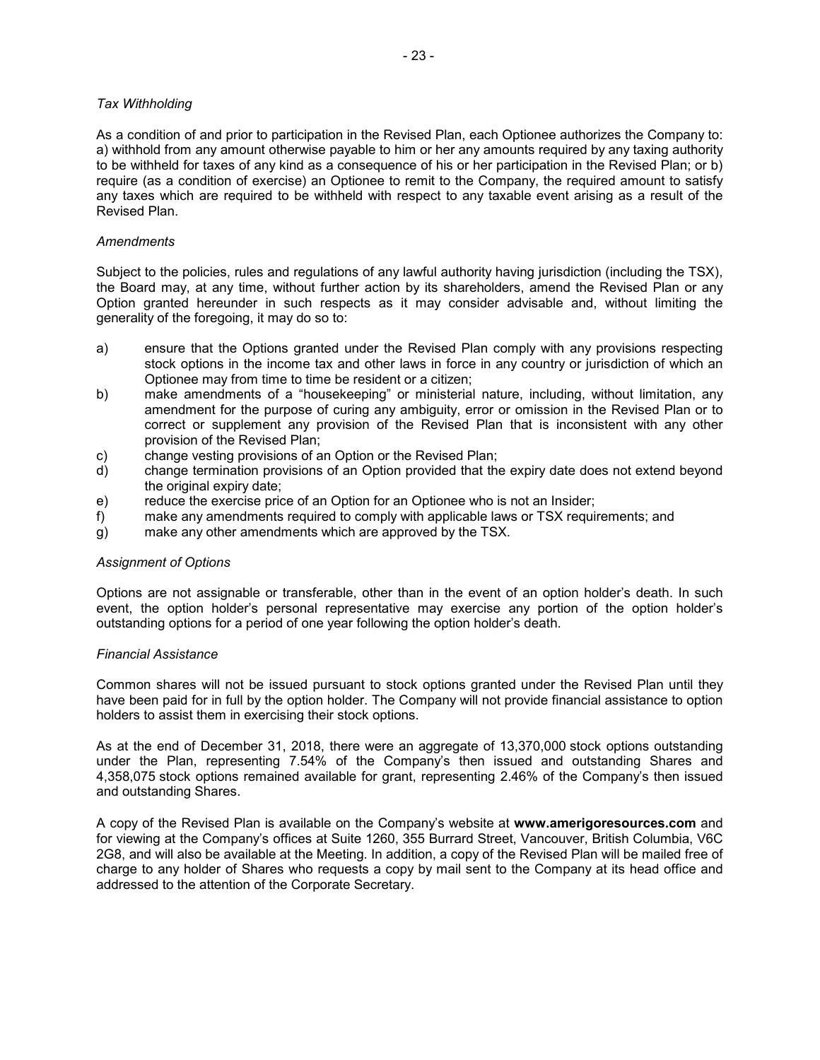*Tax Withholding*

As a condition of and prior to participation in the Revised Plan, each Optionee authorizes the Company to: a) withhold from any amount otherwise payable to him or her any amounts required by any taxing authority to be withheld for taxes of any kind as a consequence of his or her participation in the Revised Plan; or b) require (as a condition of exercise) an Optionee to remit to the Company, the required amount to satisfy any taxes which are required to be withheld with respect to any taxable event arising as a result of the Revised Plan.

*Amendments*

Subject to the policies, rules and regulations of any lawful authority having jurisdiction (including the TSX), the Board may, at any time, without further action by its shareholders, amend the Revised Plan or any Option granted hereunder in such respects as it may consider advisable and, without limiting the generality of the foregoing, it may do so to:

a) ensure that the Options granted under the Revised Plan comply with any provisions respecting stock options in the income tax and other laws in force in any country or jurisdiction of which an Optionee may from time to time be resident or a citizen;
b) make amendments of a "housekeeping" or ministerial nature, including, without limitation, any amendment for the purpose of curing any ambiguity, error or omission in the Revised Plan or to correct or supplement any provision of the Revised Plan that is inconsistent with any other provision of the Revised Plan;
c) change vesting provisions of an Option or the Revised Plan;
d) change termination provisions of an Option provided that the expiry date does not extend beyond the original expiry date;
e) reduce the exercise price of an Option for an Optionee who is not an Insider;
f) make any amendments required to comply with applicable laws or TSX requirements; and
g) make any other amendments which are approved by the TSX.

*Assignment of Options*

Options are not assignable or transferable, other than in the event of an option holder's death. In such event, the option holder's personal representative may exercise any portion of the option holder's outstanding options for a period of one year following the option holder's death.

*Financial Assistance*

Common shares will not be issued pursuant to stock options granted under the Revised Plan until they have been paid for in full by the option holder. The Company will not provide financial assistance to option holders to assist them in exercising their stock options.

As at the end of December 31, 2018, there were an aggregate of 13,370,000 stock options outstanding under the Plan, representing 7.54% of the Company's then issued and outstanding Shares and 4,358,075 stock options remained available for grant, representing 2.46% of the Company's then issued and outstanding Shares.

A copy of the Revised Plan is available on the Company's website at **www.amerigoresources.com** and for viewing at the Company's offices at Suite 1260, 355 Burrard Street, Vancouver, British Columbia, V6C 2G8, and will also be available at the Meeting. In addition, a copy of the Revised Plan will be mailed free of charge to any holder of Shares who requests a copy by mail sent to the Company at its head office and addressed to the attention of the Corporate Secretary.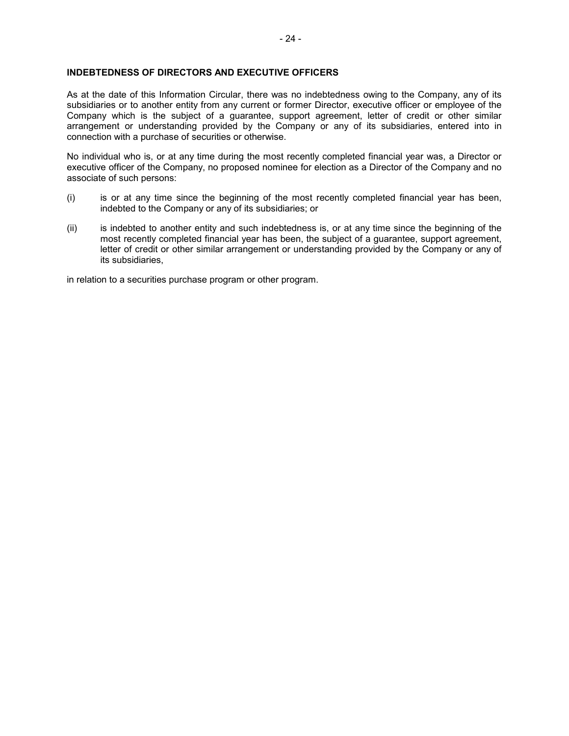## INDEBTEDNESS OF DIRECTORS AND EXECUTIVE OFFICERS

As at the date of this Information Circular, there was no indebtedness owing to the Company, any of its subsidiaries or to another entity from any current or former Director, executive officer or employee of the Company which is the subject of a guarantee, support agreement, letter of credit or other similar arrangement or understanding provided by the Company or any of its subsidiaries, entered into in connection with a purchase of securities or otherwise.

No individual who is, or at any time during the most recently completed financial year was, a Director or executive officer of the Company, no proposed nominee for election as a Director of the Company and no associate of such persons:

(i) is or at any time since the beginning of the most recently completed financial year has been, indebted to the Company or any of its subsidiaries; or

(ii) is indebted to another entity and such indebtedness is, or at any time since the beginning of the most recently completed financial year has been, the subject of a guarantee, support agreement, letter of credit or other similar arrangement or understanding provided by the Company or any of its subsidiaries,

in relation to a securities purchase program or other program.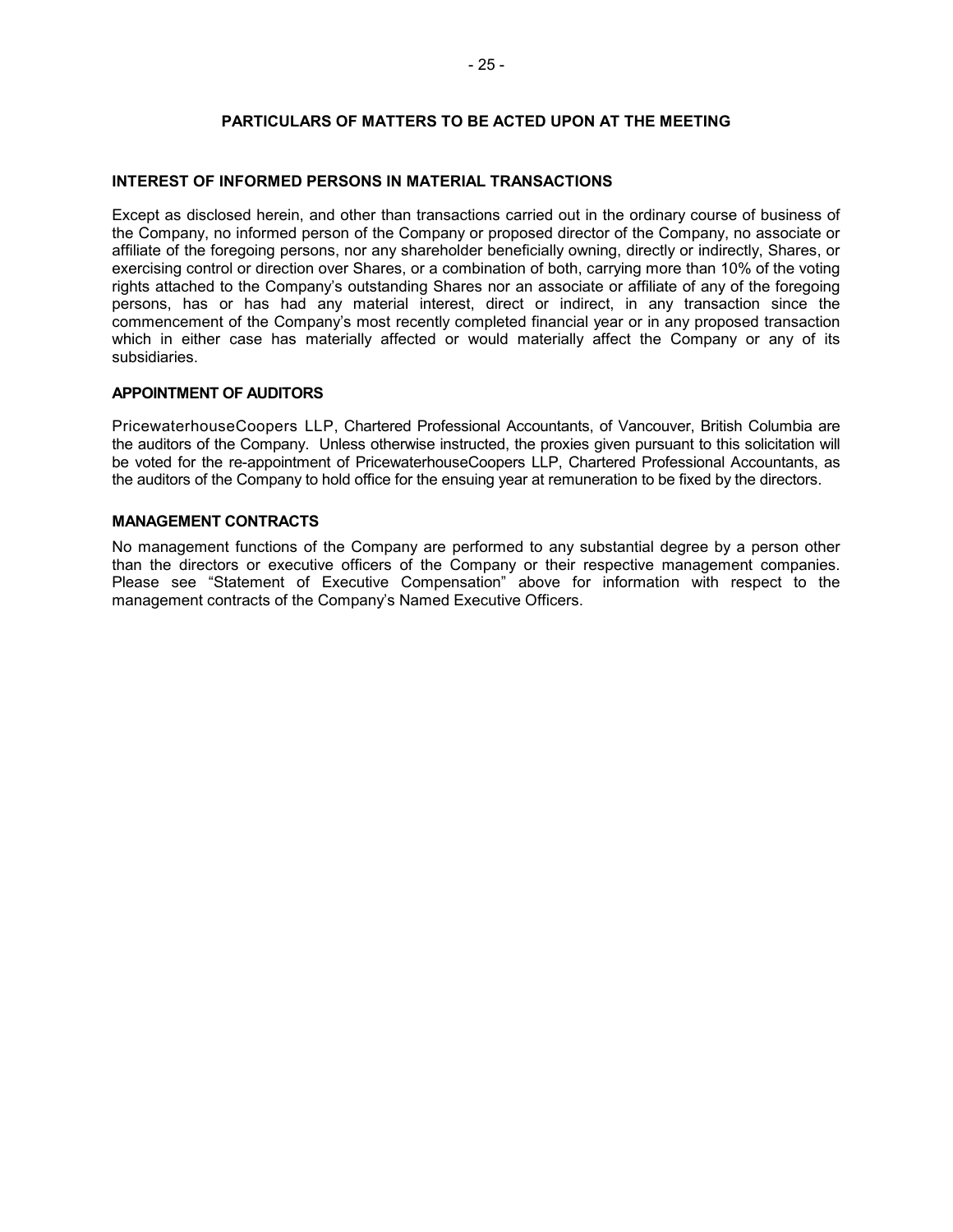## PARTICULARS OF MATTERS TO BE ACTED UPON AT THE MEETING

### INTEREST OF INFORMED PERSONS IN MATERIAL TRANSACTIONS

Except as disclosed herein, and other than transactions carried out in the ordinary course of business of the Company, no informed person of the Company or proposed director of the Company, no associate or affiliate of the foregoing persons, nor any shareholder beneficially owning, directly or indirectly, Shares, or exercising control or direction over Shares, or a combination of both, carrying more than 10% of the voting rights attached to the Company's outstanding Shares nor an associate or affiliate of any of the foregoing persons, has or has had any material interest, direct or indirect, in any transaction since the commencement of the Company's most recently completed financial year or in any proposed transaction which in either case has materially affected or would materially affect the Company or any of its subsidiaries.

### APPOINTMENT OF AUDITORS

PricewaterhouseCoopers LLP, Chartered Professional Accountants, of Vancouver, British Columbia are the auditors of the Company. Unless otherwise instructed, the proxies given pursuant to this solicitation will be voted for the re-appointment of PricewaterhouseCoopers LLP, Chartered Professional Accountants, as the auditors of the Company to hold office for the ensuing year at remuneration to be fixed by the directors.

### MANAGEMENT CONTRACTS

No management functions of the Company are performed to any substantial degree by a person other than the directors or executive officers of the Company or their respective management companies. Please see "Statement of Executive Compensation" above for information with respect to the management contracts of the Company's Named Executive Officers.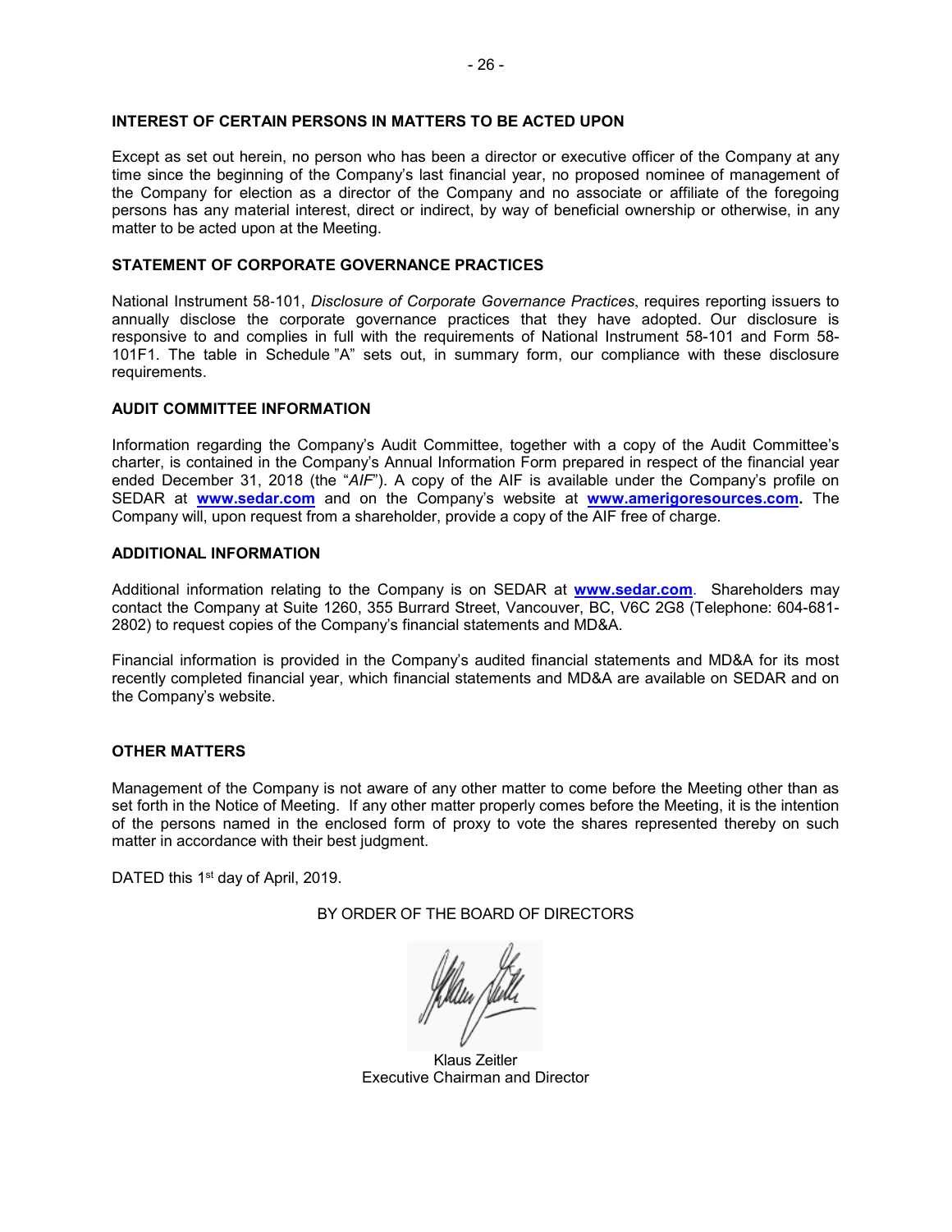## INTEREST OF CERTAIN PERSONS IN MATTERS TO BE ACTED UPON

Except as set out herein, no person who has been a director or executive officer of the Company at any time since the beginning of the Company's last financial year, no proposed nominee of management of the Company for election as a director of the Company and no associate or affiliate of the foregoing persons has any material interest, direct or indirect, by way of beneficial ownership or otherwise, in any matter to be acted upon at the Meeting.

## STATEMENT OF CORPORATE GOVERNANCE PRACTICES

National Instrument 58-101, *Disclosure of Corporate Governance Practices*, requires reporting issuers to annually disclose the corporate governance practices that they have adopted. Our disclosure is responsive to and complies in full with the requirements of National Instrument 58-101 and Form 58-101F1. The table in Schedule "A" sets out, in summary form, our compliance with these disclosure requirements.

## AUDIT COMMITTEE INFORMATION

Information regarding the Company's Audit Committee, together with a copy of the Audit Committee's charter, is contained in the Company's Annual Information Form prepared in respect of the financial year ended December 31, 2018 (the "*AIF*"). A copy of the AIF is available under the Company's profile on SEDAR at **www.sedar.com** and on the Company's website at **www.amerigoresources.com.** The Company will, upon request from a shareholder, provide a copy of the AIF free of charge.

## ADDITIONAL INFORMATION

Additional information relating to the Company is on SEDAR at **www.sedar.com**. Shareholders may contact the Company at Suite 1260, 355 Burrard Street, Vancouver, BC, V6C 2G8 (Telephone: 604-681-2802) to request copies of the Company's financial statements and MD&A.

Financial information is provided in the Company's audited financial statements and MD&A for its most recently completed financial year, which financial statements and MD&A are available on SEDAR and on the Company's website.

## OTHER MATTERS

Management of the Company is not aware of any other matter to come before the Meeting other than as set forth in the Notice of Meeting. If any other matter properly comes before the Meeting, it is the intention of the persons named in the enclosed form of proxy to vote the shares represented thereby on such matter in accordance with their best judgment.

DATED this 1st day of April, 2019.

BY ORDER OF THE BOARD OF DIRECTORS

Klaus Zeitler
Executive Chairman and Director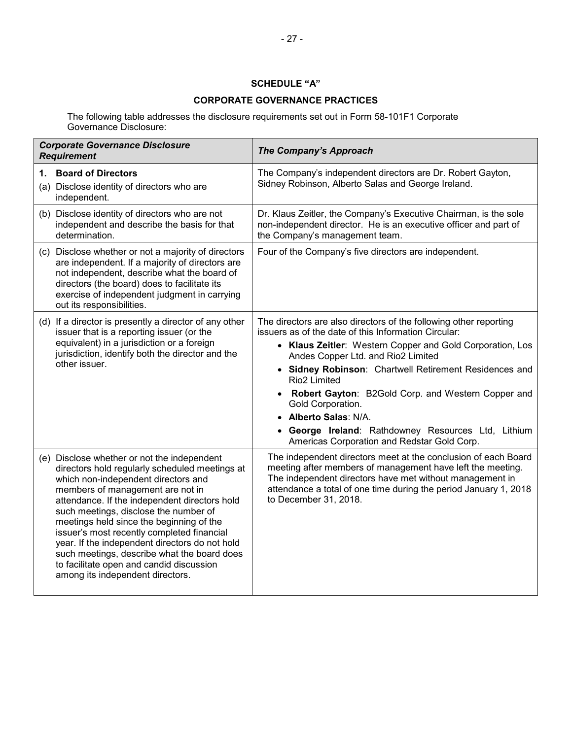## SCHEDULE "A"

## CORPORATE GOVERNANCE PRACTICES

The following table addresses the disclosure requirements set out in Form 58-101F1 Corporate Governance Disclosure:

| ***Corporate Governance Disclosure Requirement*** | ***The Company's Approach*** |
|---|---|
| **1. Board of Directors**<br>(a) Disclose identity of directors who are independent. | The Company's independent directors are Dr. Robert Gayton, Sidney Robinson, Alberto Salas and George Ireland. |
| (b) Disclose identity of directors who are not independent and describe the basis for that determination. | Dr. Klaus Zeitler, the Company's Executive Chairman, is the sole non-independent director. He is an executive officer and part of the Company's management team. |
| (c) Disclose whether or not a majority of directors are independent. If a majority of directors are not independent, describe what the board of directors (the board) does to facilitate its exercise of independent judgment in carrying out its responsibilities. | Four of the Company's five directors are independent. |
| (d) If a director is presently a director of any other issuer that is a reporting issuer (or the equivalent) in a jurisdiction or a foreign jurisdiction, identify both the director and the other issuer. | The directors are also directors of the following other reporting issuers as of the date of this Information Circular:<br>• **Klaus Zeitler**: Western Copper and Gold Corporation, Los Andes Copper Ltd. and Rio2 Limited<br>• **Sidney Robinson**: Chartwell Retirement Residences and Rio2 Limited<br>• **Robert Gayton**: B2Gold Corp. and Western Copper and Gold Corporation.<br>• **Alberto Salas**: N/A.<br>• **George Ireland**: Rathdowney Resources Ltd, Lithium Americas Corporation and Redstar Gold Corp. |
| (e) Disclose whether or not the independent directors hold regularly scheduled meetings at which non-independent directors and members of management are not in attendance. If the independent directors hold such meetings, disclose the number of meetings held since the beginning of the issuer's most recently completed financial year. If the independent directors do not hold such meetings, describe what the board does to facilitate open and candid discussion among its independent directors. | The independent directors meet at the conclusion of each Board meeting after members of management have left the meeting. The independent directors have met without management in attendance a total of one time during the period January 1, 2018 to December 31, 2018. |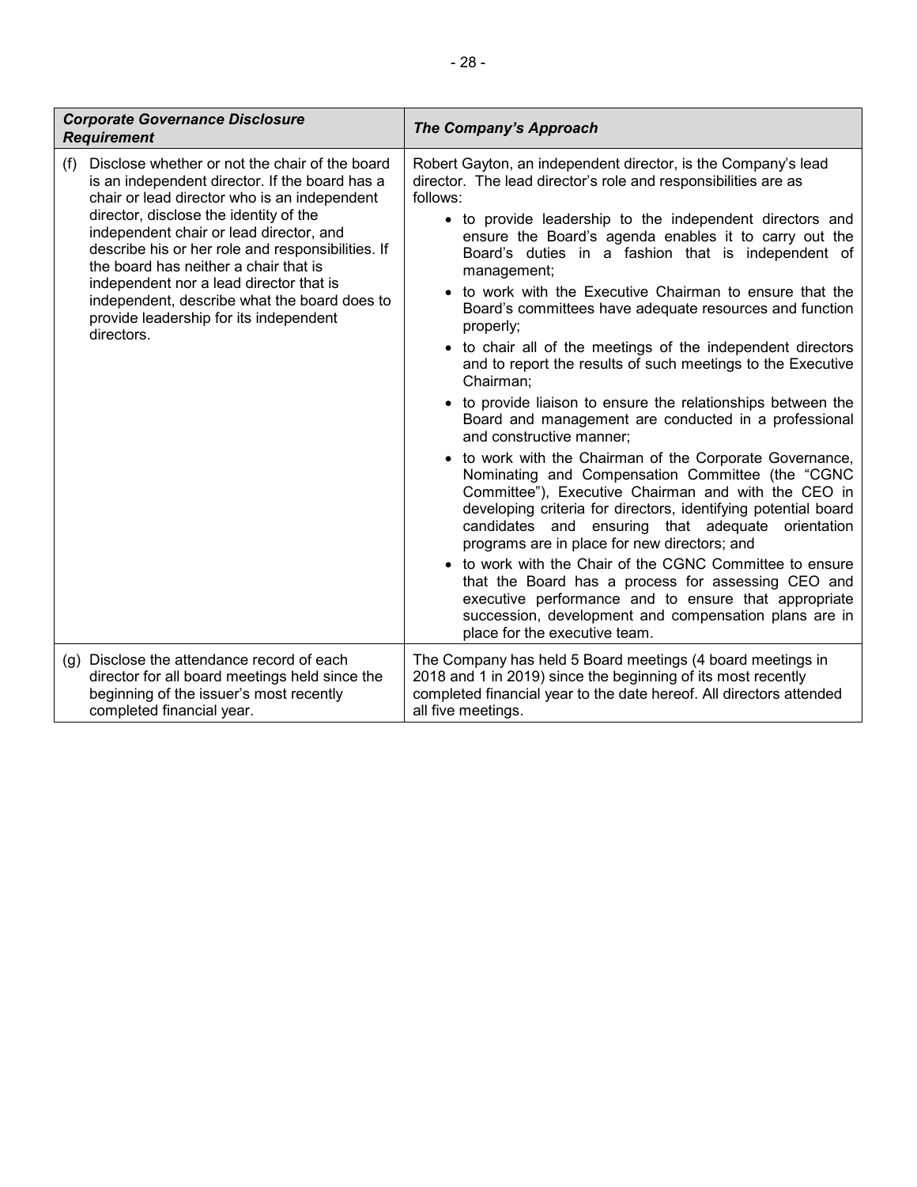| ***Corporate Governance Disclosure Requirement*** | ***The Company's Approach*** |
|---|---|
| (f) Disclose whether or not the chair of the board is an independent director. If the board has a chair or lead director who is an independent director, disclose the identity of the independent chair or lead director, and describe his or her role and responsibilities. If the board has neither a chair that is independent nor a lead director that is independent, describe what the board does to provide leadership for its independent directors. | Robert Gayton, an independent director, is the Company's lead director. The lead director's role and responsibilities are as follows:<br>• to provide leadership to the independent directors and ensure the Board's agenda enables it to carry out the Board's duties in a fashion that is independent of management;<br>• to work with the Executive Chairman to ensure that the Board's committees have adequate resources and function properly;<br>• to chair all of the meetings of the independent directors and to report the results of such meetings to the Executive Chairman;<br>• to provide liaison to ensure the relationships between the Board and management are conducted in a professional and constructive manner;<br>• to work with the Chairman of the Corporate Governance, Nominating and Compensation Committee (the "CGNC Committee"), Executive Chairman and with the CEO in developing criteria for directors, identifying potential board candidates and ensuring that adequate orientation programs are in place for new directors; and<br>• to work with the Chair of the CGNC Committee to ensure that the Board has a process for assessing CEO and executive performance and to ensure that appropriate succession, development and compensation plans are in place for the executive team. |
| (g) Disclose the attendance record of each director for all board meetings held since the beginning of the issuer's most recently completed financial year. | The Company has held 5 Board meetings (4 board meetings in 2018 and 1 in 2019) since the beginning of its most recently completed financial year to the date hereof. All directors attended all five meetings. |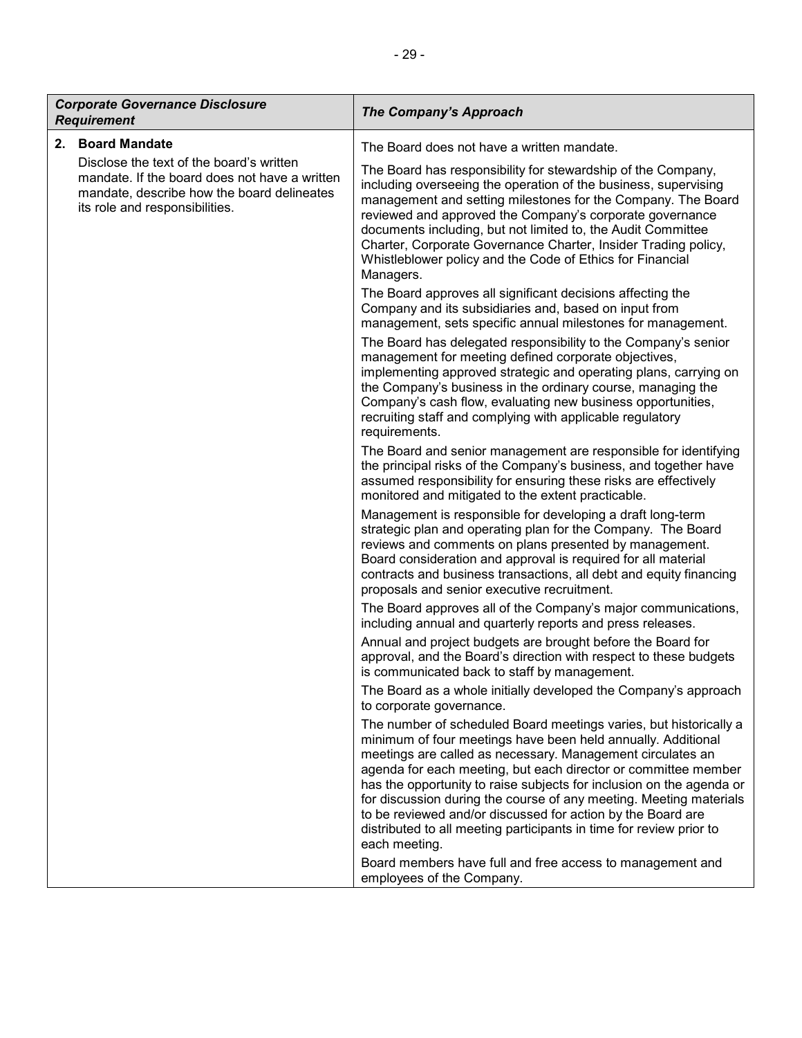| *Corporate Governance Disclosure Requirement* | *The Company's Approach* |
|---|---|
| **2. Board Mandate**<br><br>Disclose the text of the board's written mandate. If the board does not have a written mandate, describe how the board delineates its role and responsibilities. | The Board does not have a written mandate.<br><br>The Board has responsibility for stewardship of the Company, including overseeing the operation of the business, supervising management and setting milestones for the Company. The Board reviewed and approved the Company's corporate governance documents including, but not limited to, the Audit Committee Charter, Corporate Governance Charter, Insider Trading policy, Whistleblower policy and the Code of Ethics for Financial Managers.<br><br>The Board approves all significant decisions affecting the Company and its subsidiaries and, based on input from management, sets specific annual milestones for management.<br><br>The Board has delegated responsibility to the Company's senior management for meeting defined corporate objectives, implementing approved strategic and operating plans, carrying on the Company's business in the ordinary course, managing the Company's cash flow, evaluating new business opportunities, recruiting staff and complying with applicable regulatory requirements.<br><br>The Board and senior management are responsible for identifying the principal risks of the Company's business, and together have assumed responsibility for ensuring these risks are effectively monitored and mitigated to the extent practicable.<br><br>Management is responsible for developing a draft long-term strategic plan and operating plan for the Company. The Board reviews and comments on plans presented by management. Board consideration and approval is required for all material contracts and business transactions, all debt and equity financing proposals and senior executive recruitment.<br><br>The Board approves all of the Company's major communications, including annual and quarterly reports and press releases.<br><br>Annual and project budgets are brought before the Board for approval, and the Board's direction with respect to these budgets is communicated back to staff by management.<br><br>The Board as a whole initially developed the Company's approach to corporate governance.<br><br>The number of scheduled Board meetings varies, but historically a minimum of four meetings have been held annually. Additional meetings are called as necessary. Management circulates an agenda for each meeting, but each director or committee member has the opportunity to raise subjects for inclusion on the agenda or for discussion during the course of any meeting. Meeting materials to be reviewed and/or discussed for action by the Board are distributed to all meeting participants in time for review prior to each meeting.<br><br>Board members have full and free access to management and employees of the Company. |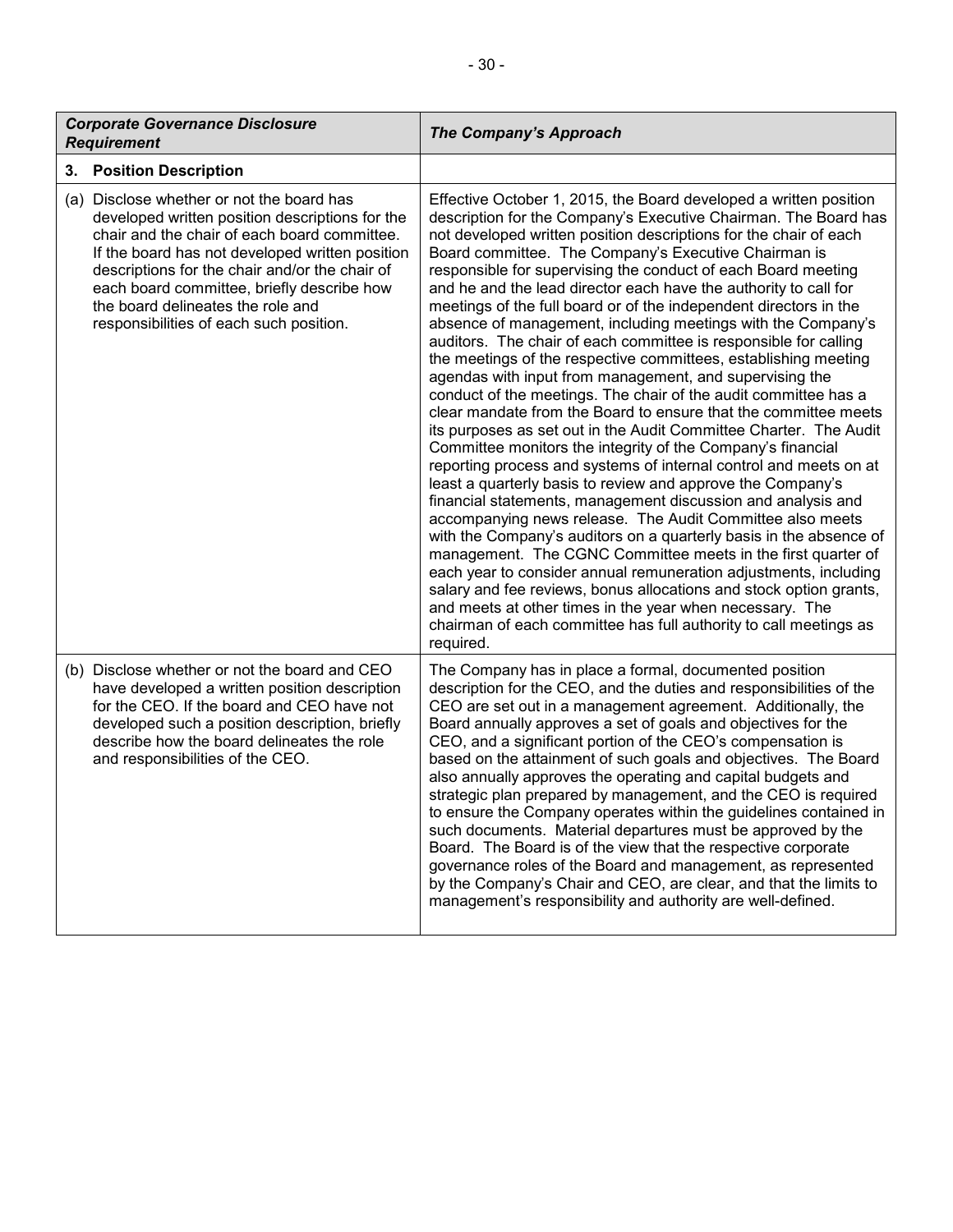| *Corporate Governance Disclosure Requirement* | *The Company's Approach* |
|---|---|
| **3. Position Description** | |
| (a) Disclose whether or not the board has developed written position descriptions for the chair and the chair of each board committee. If the board has not developed written position descriptions for the chair and/or the chair of each board committee, briefly describe how the board delineates the role and responsibilities of each such position. | Effective October 1, 2015, the Board developed a written position description for the Company's Executive Chairman. The Board has not developed written position descriptions for the chair of each Board committee. The Company's Executive Chairman is responsible for supervising the conduct of each Board meeting and he and the lead director each have the authority to call for meetings of the full board or of the independent directors in the absence of management, including meetings with the Company's auditors. The chair of each committee is responsible for calling the meetings of the respective committees, establishing meeting agendas with input from management, and supervising the conduct of the meetings. The chair of the audit committee has a clear mandate from the Board to ensure that the committee meets its purposes as set out in the Audit Committee Charter. The Audit Committee monitors the integrity of the Company's financial reporting process and systems of internal control and meets on at least a quarterly basis to review and approve the Company's financial statements, management discussion and analysis and accompanying news release. The Audit Committee also meets with the Company's auditors on a quarterly basis in the absence of management. The CGNC Committee meets in the first quarter of each year to consider annual remuneration adjustments, including salary and fee reviews, bonus allocations and stock option grants, and meets at other times in the year when necessary. The chairman of each committee has full authority to call meetings as required. |
| (b) Disclose whether or not the board and CEO have developed a written position description for the CEO. If the board and CEO have not developed such a position description, briefly describe how the board delineates the role and responsibilities of the CEO. | The Company has in place a formal, documented position description for the CEO, and the duties and responsibilities of the CEO are set out in a management agreement. Additionally, the Board annually approves a set of goals and objectives for the CEO, and a significant portion of the CEO's compensation is based on the attainment of such goals and objectives. The Board also annually approves the operating and capital budgets and strategic plan prepared by management, and the CEO is required to ensure the Company operates within the guidelines contained in such documents. Material departures must be approved by the Board. The Board is of the view that the respective corporate governance roles of the Board and management, as represented by the Company's Chair and CEO, are clear, and that the limits to management's responsibility and authority are well-defined. |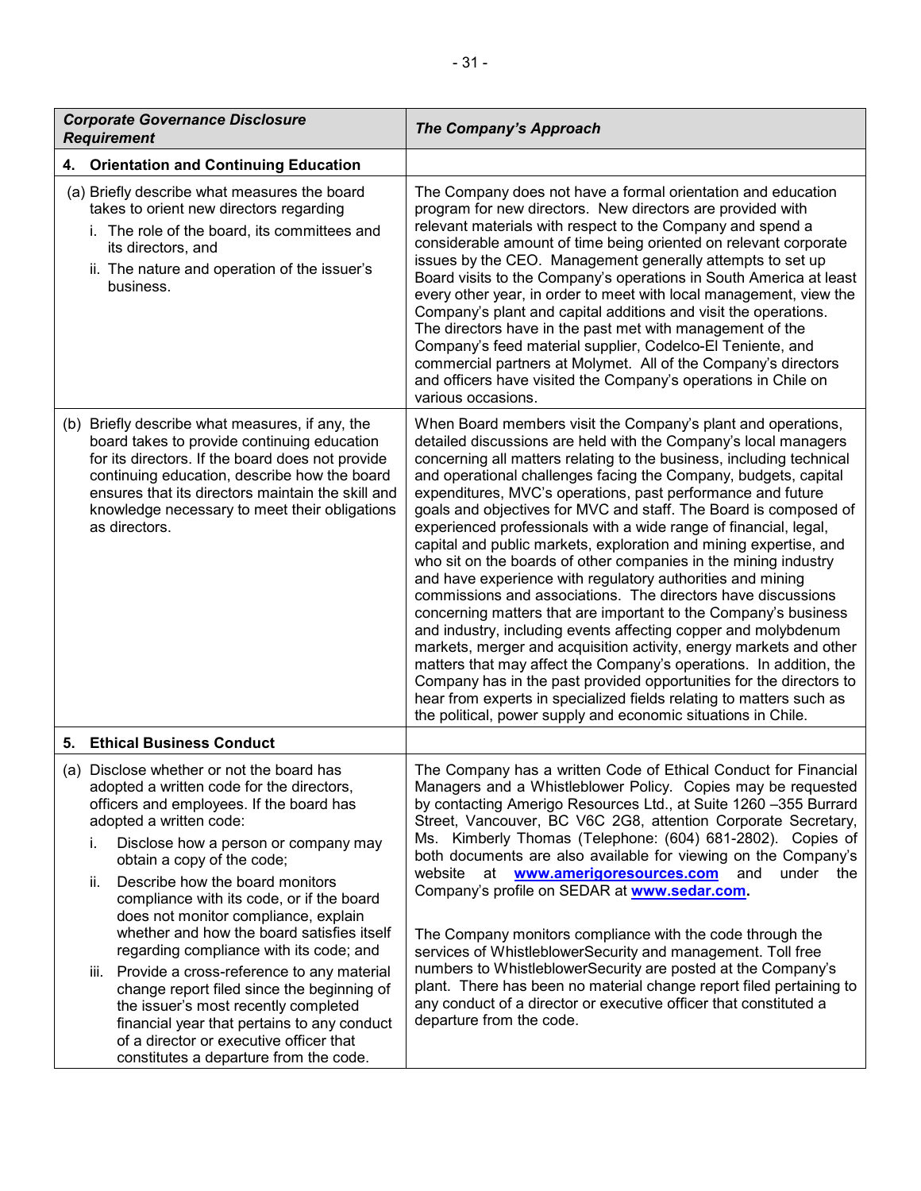| *Corporate Governance Disclosure Requirement* | *The Company's Approach* |
|---|---|
| **4. Orientation and Continuing Education** | |
| (a) Briefly describe what measures the board takes to orient new directors regarding<br>i. The role of the board, its committees and its directors, and<br>ii. The nature and operation of the issuer's business. | The Company does not have a formal orientation and education program for new directors. New directors are provided with relevant materials with respect to the Company and spend a considerable amount of time being oriented on relevant corporate issues by the CEO. Management generally attempts to set up Board visits to the Company's operations in South America at least every other year, in order to meet with local management, view the Company's plant and capital additions and visit the operations. The directors have in the past met with management of the Company's feed material supplier, Codelco-El Teniente, and commercial partners at Molymet. All of the Company's directors and officers have visited the Company's operations in Chile on various occasions. |
| (b) Briefly describe what measures, if any, the board takes to provide continuing education for its directors. If the board does not provide continuing education, describe how the board ensures that its directors maintain the skill and knowledge necessary to meet their obligations as directors. | When Board members visit the Company's plant and operations, detailed discussions are held with the Company's local managers concerning all matters relating to the business, including technical and operational challenges facing the Company, budgets, capital expenditures, MVC's operations, past performance and future goals and objectives for MVC and staff. The Board is composed of experienced professionals with a wide range of financial, legal, capital and public markets, exploration and mining expertise, and who sit on the boards of other companies in the mining industry and have experience with regulatory authorities and mining commissions and associations. The directors have discussions concerning matters that are important to the Company's business and industry, including events affecting copper and molybdenum markets, merger and acquisition activity, energy markets and other matters that may affect the Company's operations. In addition, the Company has in the past provided opportunities for the directors to hear from experts in specialized fields relating to matters such as the political, power supply and economic situations in Chile. |
| **5. Ethical Business Conduct** | |
| (a) Disclose whether or not the board has adopted a written code for the directors, officers and employees. If the board has adopted a written code:<br>i. Disclose how a person or company may obtain a copy of the code;<br>ii. Describe how the board monitors compliance with its code, or if the board does not monitor compliance, explain whether and how the board satisfies itself regarding compliance with its code; and<br>iii. Provide a cross-reference to any material change report filed since the beginning of the issuer's most recently completed financial year that pertains to any conduct of a director or executive officer that constitutes a departure from the code. | The Company has a written Code of Ethical Conduct for Financial Managers and a Whistleblower Policy. Copies may be requested by contacting Amerigo Resources Ltd., at Suite 1260 –355 Burrard Street, Vancouver, BC V6C 2G8, attention Corporate Secretary, Ms. Kimberly Thomas (Telephone: (604) 681-2802). Copies of both documents are also available for viewing on the Company's website at **www.amerigoresources.com** and under the Company's profile on SEDAR at **www.sedar.com.**<br><br>The Company monitors compliance with the code through the services of WhistleblowerSecurity and management. Toll free numbers to WhistleblowerSecurity are posted at the Company's plant. There has been no material change report filed pertaining to any conduct of a director or executive officer that constituted a departure from the code. |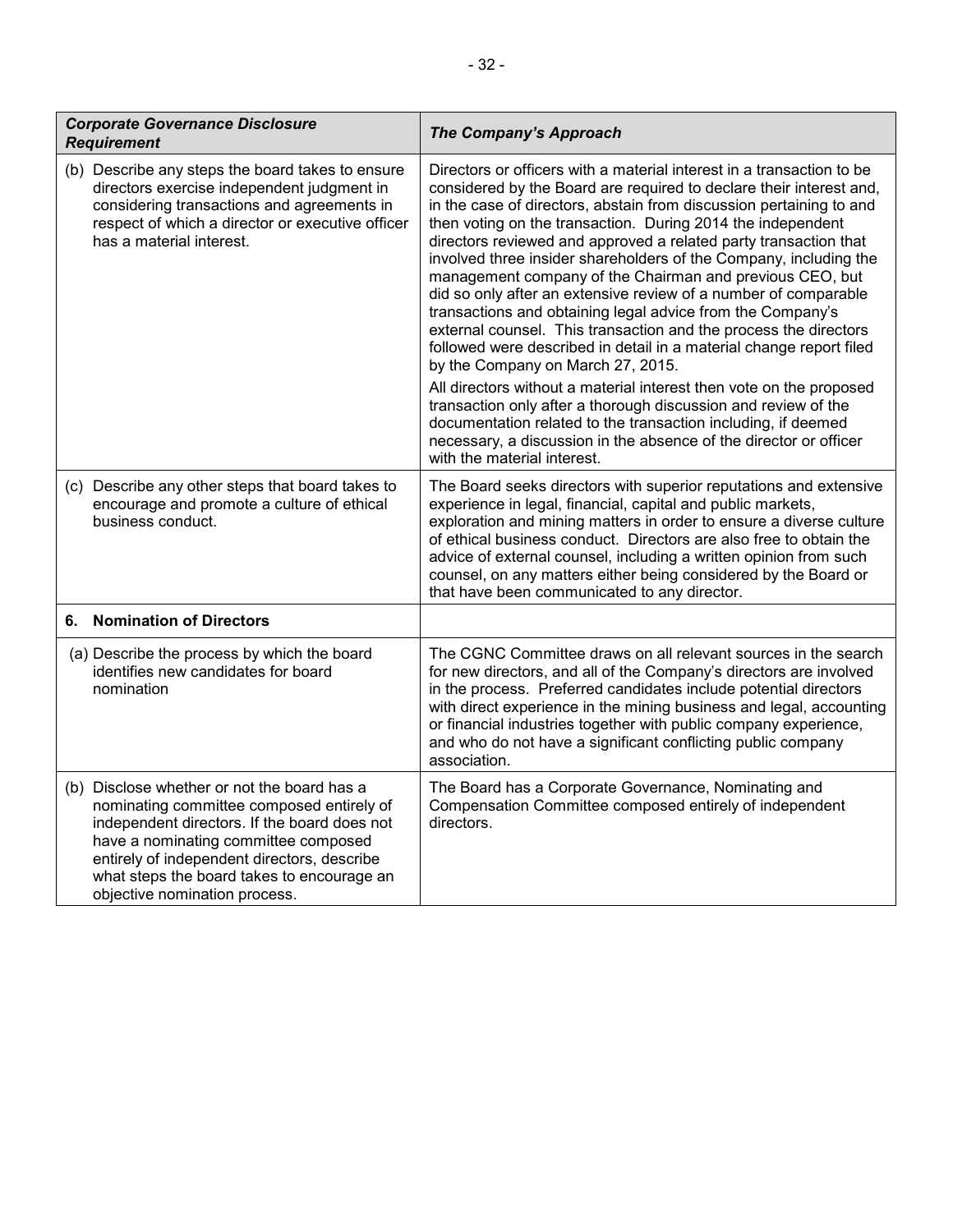| *Corporate Governance Disclosure Requirement* | *The Company's Approach* |
|---|---|
| (b) Describe any steps the board takes to ensure directors exercise independent judgment in considering transactions and agreements in respect of which a director or executive officer has a material interest. | Directors or officers with a material interest in a transaction to be considered by the Board are required to declare their interest and, in the case of directors, abstain from discussion pertaining to and then voting on the transaction. During 2014 the independent directors reviewed and approved a related party transaction that involved three insider shareholders of the Company, including the management company of the Chairman and previous CEO, but did so only after an extensive review of a number of comparable transactions and obtaining legal advice from the Company's external counsel. This transaction and the process the directors followed were described in detail in a material change report filed by the Company on March 27, 2015.<br><br>All directors without a material interest then vote on the proposed transaction only after a thorough discussion and review of the documentation related to the transaction including, if deemed necessary, a discussion in the absence of the director or officer with the material interest. |
| (c) Describe any other steps that board takes to encourage and promote a culture of ethical business conduct. | The Board seeks directors with superior reputations and extensive experience in legal, financial, capital and public markets, exploration and mining matters in order to ensure a diverse culture of ethical business conduct. Directors are also free to obtain the advice of external counsel, including a written opinion from such counsel, on any matters either being considered by the Board or that have been communicated to any director. |
| **6. Nomination of Directors** | |
| (a) Describe the process by which the board identifies new candidates for board nomination | The CGNC Committee draws on all relevant sources in the search for new directors, and all of the Company's directors are involved in the process. Preferred candidates include potential directors with direct experience in the mining business and legal, accounting or financial industries together with public company experience, and who do not have a significant conflicting public company association. |
| (b) Disclose whether or not the board has a nominating committee composed entirely of independent directors. If the board does not have a nominating committee composed entirely of independent directors, describe what steps the board takes to encourage an objective nomination process. | The Board has a Corporate Governance, Nominating and Compensation Committee composed entirely of independent directors. |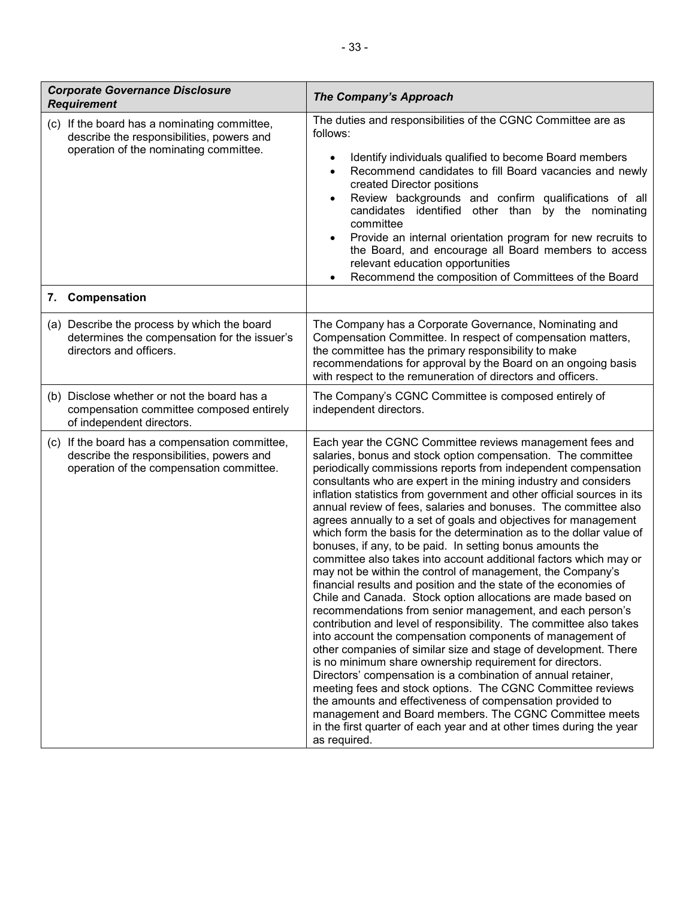| *Corporate Governance Disclosure Requirement* | *The Company's Approach* |
|---|---|
| (c) If the board has a nominating committee, describe the responsibilities, powers and operation of the nominating committee. | The duties and responsibilities of the CGNC Committee are as follows:<br>• Identify individuals qualified to become Board members<br>• Recommend candidates to fill Board vacancies and newly created Director positions<br>• Review backgrounds and confirm qualifications of all candidates identified other than by the nominating committee<br>• Provide an internal orientation program for new recruits to the Board, and encourage all Board members to access relevant education opportunities<br>• Recommend the composition of Committees of the Board |
| **7. Compensation** | |
| (a) Describe the process by which the board determines the compensation for the issuer's directors and officers. | The Company has a Corporate Governance, Nominating and Compensation Committee. In respect of compensation matters, the committee has the primary responsibility to make recommendations for approval by the Board on an ongoing basis with respect to the remuneration of directors and officers. |
| (b) Disclose whether or not the board has a compensation committee composed entirely of independent directors. | The Company's CGNC Committee is composed entirely of independent directors. |
| (c) If the board has a compensation committee, describe the responsibilities, powers and operation of the compensation committee. | Each year the CGNC Committee reviews management fees and salaries, bonus and stock option compensation. The committee periodically commissions reports from independent compensation consultants who are expert in the mining industry and considers inflation statistics from government and other official sources in its annual review of fees, salaries and bonuses. The committee also agrees annually to a set of goals and objectives for management which form the basis for the determination as to the dollar value of bonuses, if any, to be paid. In setting bonus amounts the committee also takes into account additional factors which may or may not be within the control of management, the Company's financial results and position and the state of the economies of Chile and Canada. Stock option allocations are made based on recommendations from senior management, and each person's contribution and level of responsibility. The committee also takes into account the compensation components of management of other companies of similar size and stage of development. There is no minimum share ownership requirement for directors. Directors' compensation is a combination of annual retainer, meeting fees and stock options. The CGNC Committee reviews the amounts and effectiveness of compensation provided to management and Board members. The CGNC Committee meets in the first quarter of each year and at other times during the year as required. |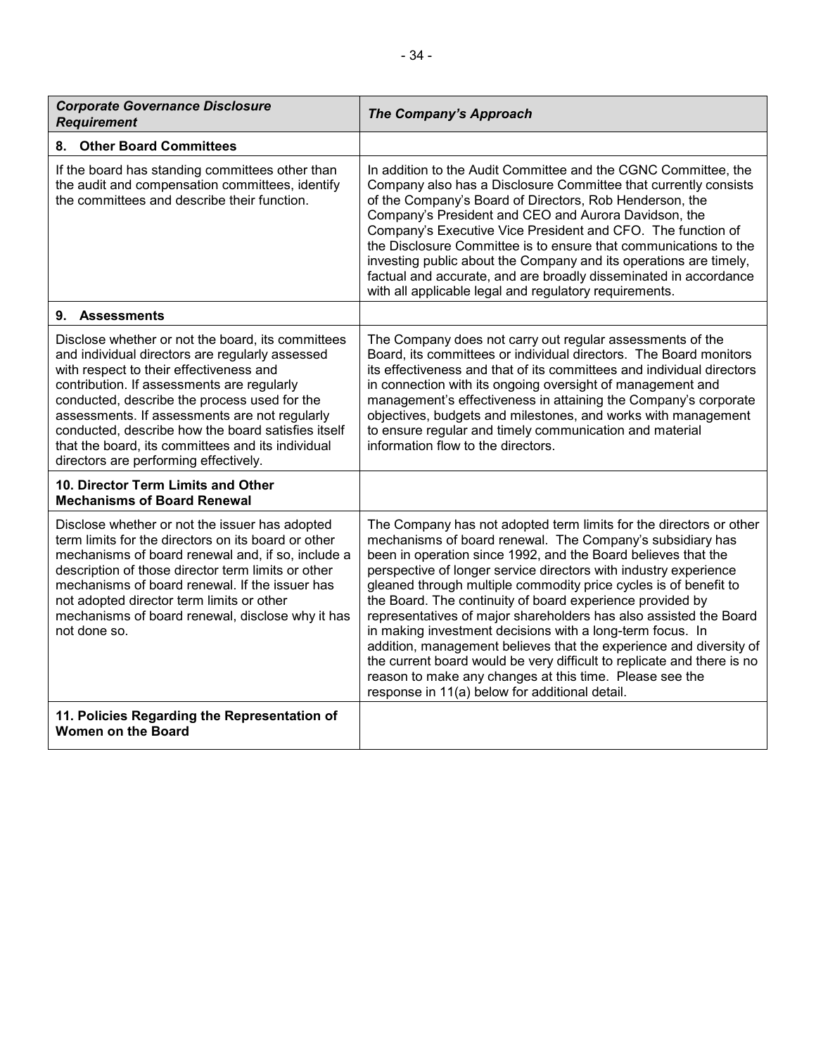| ***Corporate Governance Disclosure Requirement*** | ***The Company's Approach*** |
|---|---|
| **8. Other Board Committees** | |
| If the board has standing committees other than the audit and compensation committees, identify the committees and describe their function. | In addition to the Audit Committee and the CGNC Committee, the Company also has a Disclosure Committee that currently consists of the Company's Board of Directors, Rob Henderson, the Company's President and CEO and Aurora Davidson, the Company's Executive Vice President and CFO. The function of the Disclosure Committee is to ensure that communications to the investing public about the Company and its operations are timely, factual and accurate, and are broadly disseminated in accordance with all applicable legal and regulatory requirements. |
| **9. Assessments** | |
| Disclose whether or not the board, its committees and individual directors are regularly assessed with respect to their effectiveness and contribution. If assessments are regularly conducted, describe the process used for the assessments. If assessments are not regularly conducted, describe how the board satisfies itself that the board, its committees and its individual directors are performing effectively. | The Company does not carry out regular assessments of the Board, its committees or individual directors. The Board monitors its effectiveness and that of its committees and individual directors in connection with its ongoing oversight of management and management's effectiveness in attaining the Company's corporate objectives, budgets and milestones, and works with management to ensure regular and timely communication and material information flow to the directors. |
| **10. Director Term Limits and Other Mechanisms of Board Renewal** | |
| Disclose whether or not the issuer has adopted term limits for the directors on its board or other mechanisms of board renewal and, if so, include a description of those director term limits or other mechanisms of board renewal. If the issuer has not adopted director term limits or other mechanisms of board renewal, disclose why it has not done so. | The Company has not adopted term limits for the directors or other mechanisms of board renewal. The Company's subsidiary has been in operation since 1992, and the Board believes that the perspective of longer service directors with industry experience gleaned through multiple commodity price cycles is of benefit to the Board. The continuity of board experience provided by representatives of major shareholders has also assisted the Board in making investment decisions with a long-term focus. In addition, management believes that the experience and diversity of the current board would be very difficult to replicate and there is no reason to make any changes at this time. Please see the response in 11(a) below for additional detail. |
| **11. Policies Regarding the Representation of Women on the Board** | |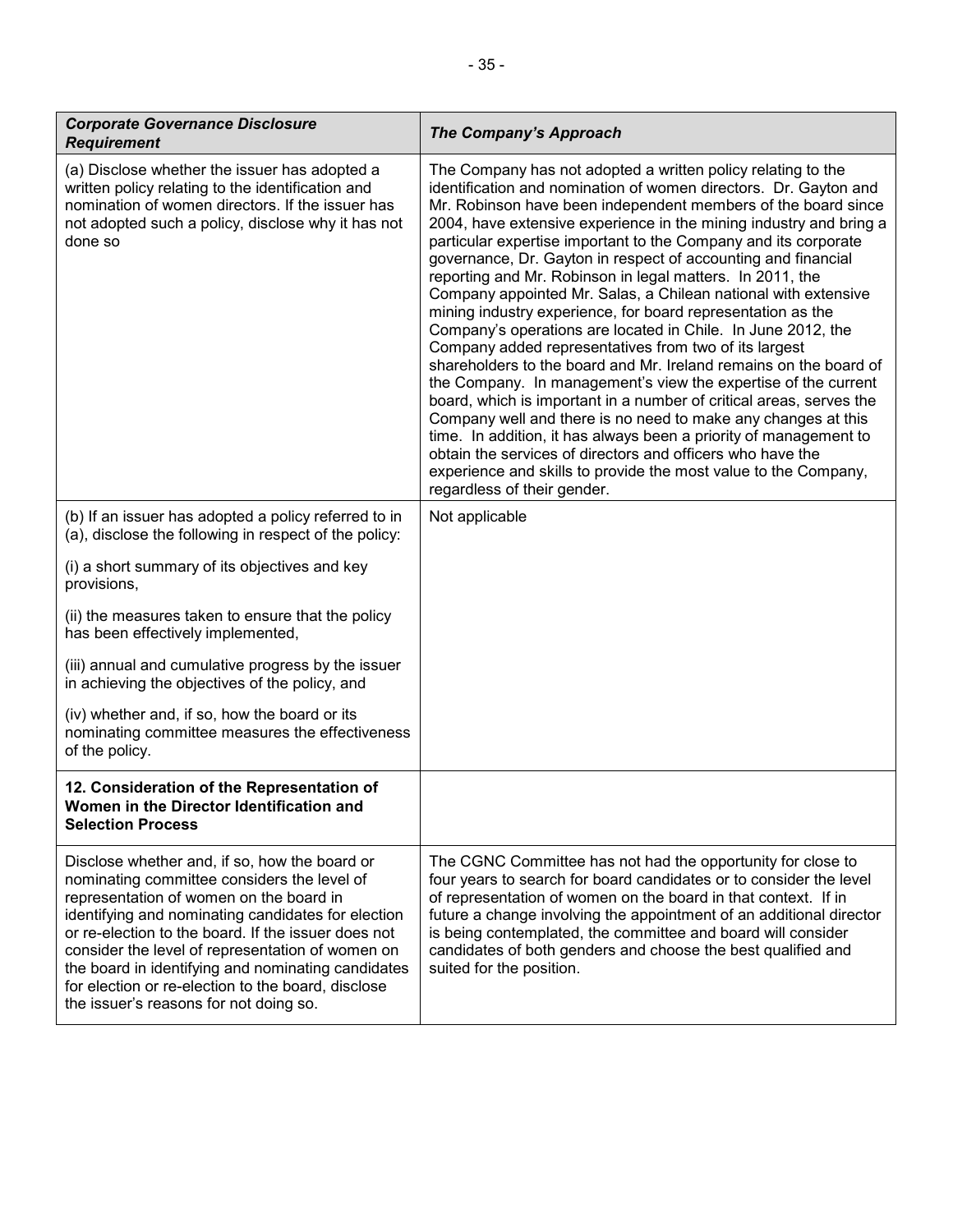| *Corporate Governance Disclosure Requirement* | *The Company's Approach* |
|---|---|
| (a) Disclose whether the issuer has adopted a written policy relating to the identification and nomination of women directors. If the issuer has not adopted such a policy, disclose why it has not done so | The Company has not adopted a written policy relating to the identification and nomination of women directors. Dr. Gayton and Mr. Robinson have been independent members of the board since 2004, have extensive experience in the mining industry and bring a particular expertise important to the Company and its corporate governance, Dr. Gayton in respect of accounting and financial reporting and Mr. Robinson in legal matters. In 2011, the Company appointed Mr. Salas, a Chilean national with extensive mining industry experience, for board representation as the Company's operations are located in Chile. In June 2012, the Company added representatives from two of its largest shareholders to the board and Mr. Ireland remains on the board of the Company. In management's view the expertise of the current board, which is important in a number of critical areas, serves the Company well and there is no need to make any changes at this time. In addition, it has always been a priority of management to obtain the services of directors and officers who have the experience and skills to provide the most value to the Company, regardless of their gender. |
| (b) If an issuer has adopted a policy referred to in (a), disclose the following in respect of the policy:<br><br>(i) a short summary of its objectives and key provisions,<br><br>(ii) the measures taken to ensure that the policy has been effectively implemented,<br><br>(iii) annual and cumulative progress by the issuer in achieving the objectives of the policy, and<br><br>(iv) whether and, if so, how the board or its nominating committee measures the effectiveness of the policy. | Not applicable |
| **12. Consideration of the Representation of Women in the Director Identification and Selection Process** | |
| Disclose whether and, if so, how the board or nominating committee considers the level of representation of women on the board in identifying and nominating candidates for election or re-election to the board. If the issuer does not consider the level of representation of women on the board in identifying and nominating candidates for election or re-election to the board, disclose the issuer's reasons for not doing so. | The CGNC Committee has not had the opportunity for close to four years to search for board candidates or to consider the level of representation of women on the board in that context. If in future a change involving the appointment of an additional director is being contemplated, the committee and board will consider candidates of both genders and choose the best qualified and suited for the position. |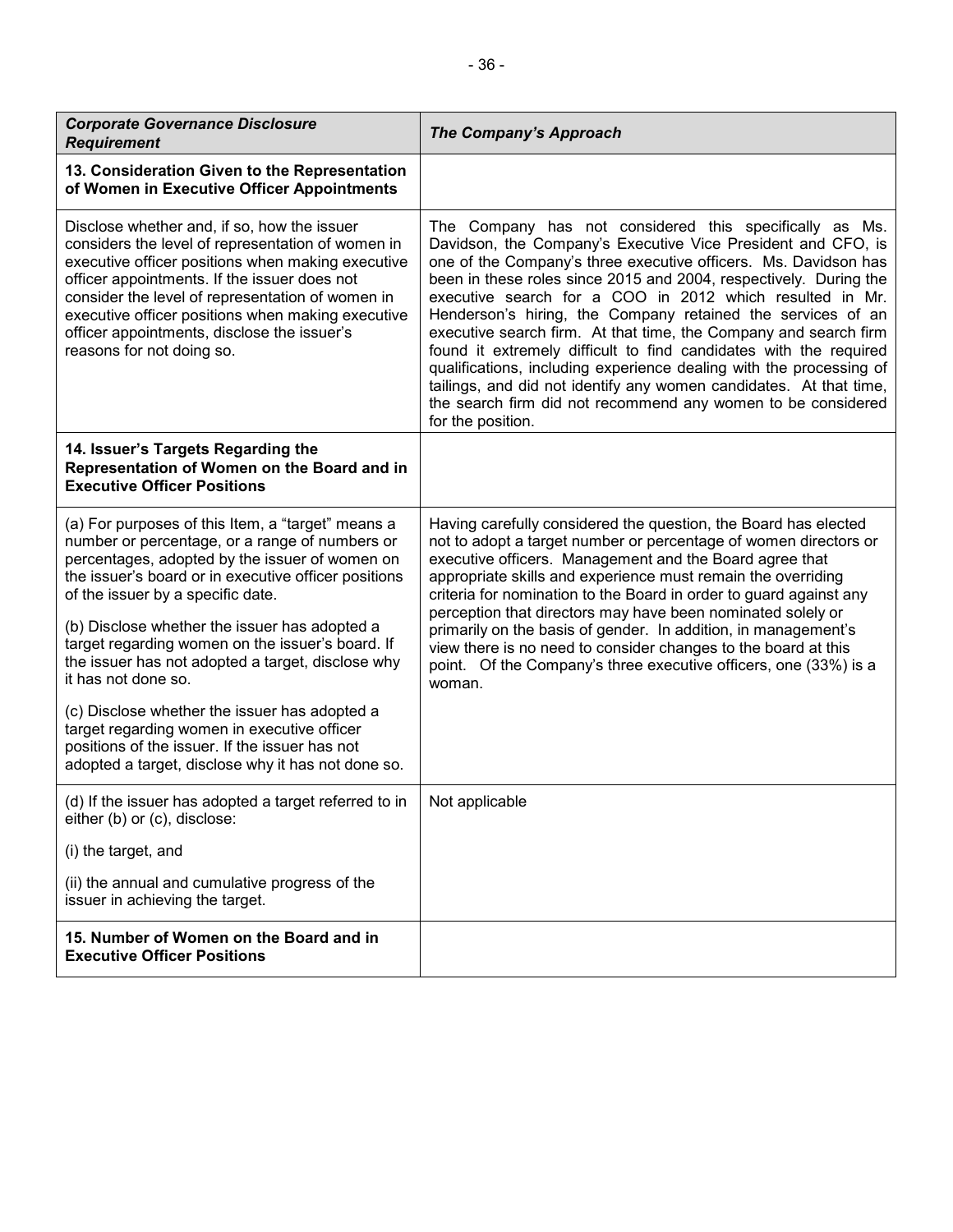| *Corporate Governance Disclosure Requirement* | *The Company's Approach* |
|---|---|
| **13. Consideration Given to the Representation of Women in Executive Officer Appointments** | |
| Disclose whether and, if so, how the issuer considers the level of representation of women in executive officer positions when making executive officer appointments. If the issuer does not consider the level of representation of women in executive officer positions when making executive officer appointments, disclose the issuer's reasons for not doing so. | The Company has not considered this specifically as Ms. Davidson, the Company's Executive Vice President and CFO, is one of the Company's three executive officers. Ms. Davidson has been in these roles since 2015 and 2004, respectively. During the executive search for a COO in 2012 which resulted in Mr. Henderson's hiring, the Company retained the services of an executive search firm. At that time, the Company and search firm found it extremely difficult to find candidates with the required qualifications, including experience dealing with the processing of tailings, and did not identify any women candidates. At that time, the search firm did not recommend any women to be considered for the position. |
| **14. Issuer's Targets Regarding the Representation of Women on the Board and in Executive Officer Positions** | |
| (a) For purposes of this Item, a "target" means a number or percentage, or a range of numbers or percentages, adopted by the issuer of women on the issuer's board or in executive officer positions of the issuer by a specific date.<br><br>(b) Disclose whether the issuer has adopted a target regarding women on the issuer's board. If the issuer has not adopted a target, disclose why it has not done so.<br><br>(c) Disclose whether the issuer has adopted a target regarding women in executive officer positions of the issuer. If the issuer has not adopted a target, disclose why it has not done so. | Having carefully considered the question, the Board has elected not to adopt a target number or percentage of women directors or executive officers. Management and the Board agree that appropriate skills and experience must remain the overriding criteria for nomination to the Board in order to guard against any perception that directors may have been nominated solely or primarily on the basis of gender. In addition, in management's view there is no need to consider changes to the board at this point. Of the Company's three executive officers, one (33%) is a woman. |
| (d) If the issuer has adopted a target referred to in either (b) or (c), disclose:<br><br>(i) the target, and<br><br>(ii) the annual and cumulative progress of the issuer in achieving the target. | Not applicable |
| **15. Number of Women on the Board and in Executive Officer Positions** | |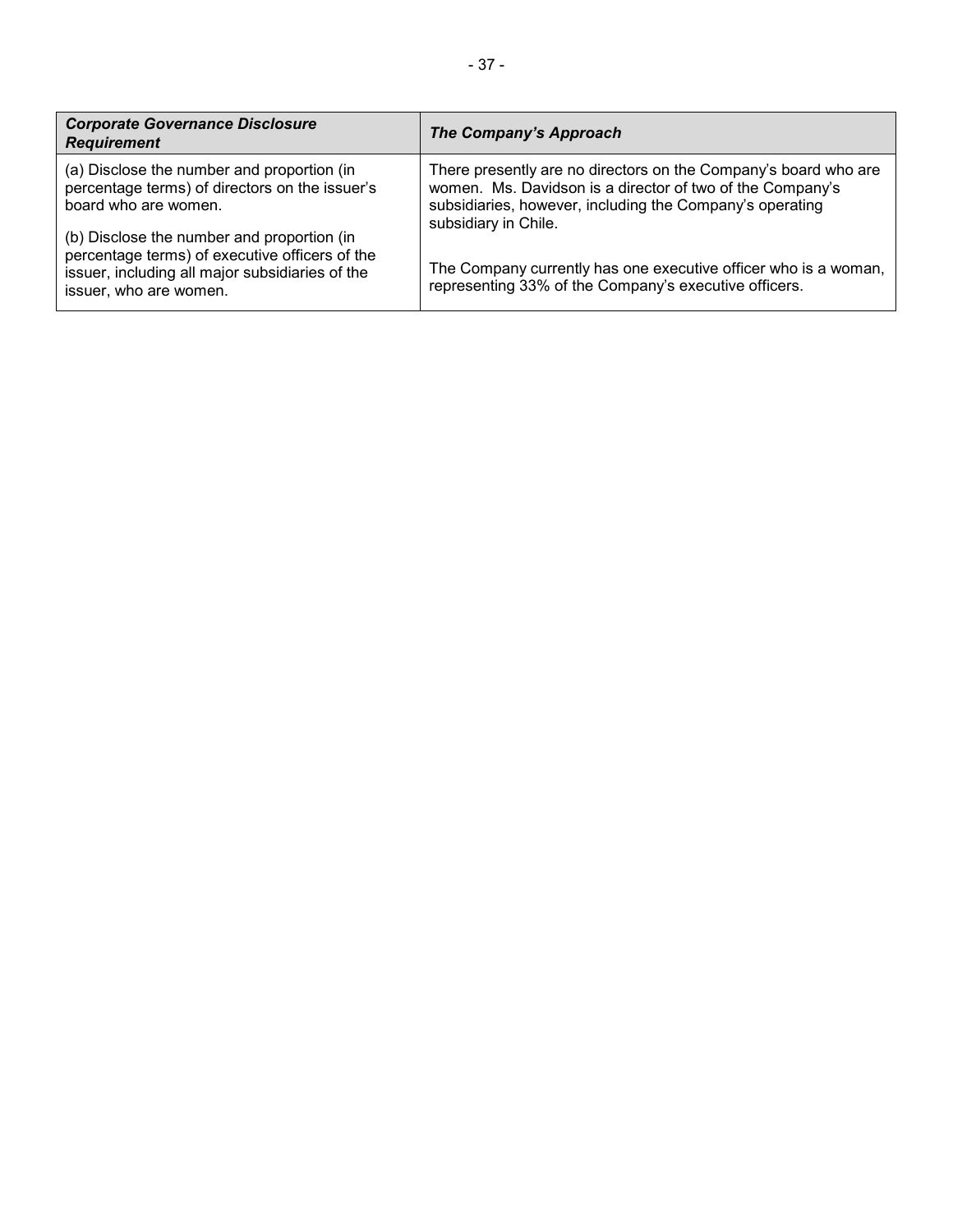| ***Corporate Governance Disclosure Requirement*** | ***The Company's Approach*** |
| --- | --- |
| (a) Disclose the number and proportion (in percentage terms) of directors on the issuer's board who are women. | There presently are no directors on the Company's board who are women. Ms. Davidson is a director of two of the Company's subsidiaries, however, including the Company's operating subsidiary in Chile. |
| (b) Disclose the number and proportion (in percentage terms) of executive officers of the issuer, including all major subsidiaries of the issuer, who are women. | The Company currently has one executive officer who is a woman, representing 33% of the Company's executive officers. |